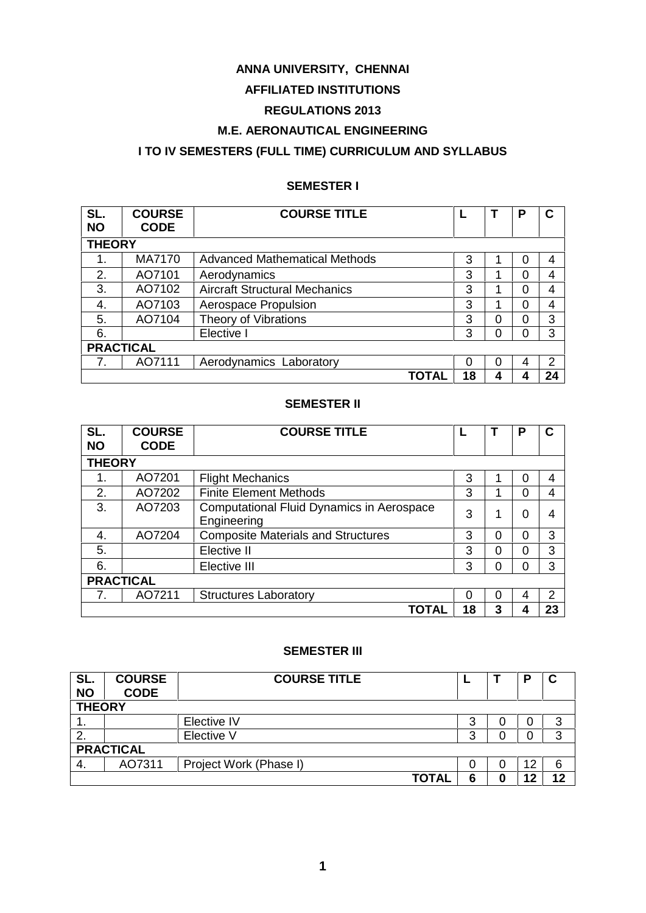# ANNA UNIVERSITY, CHENNAI

## AFFILIATED INSTITUTIONS

## REGULATIONS 2013

## M.E. AERONAUTICAL ENGINEERING

## I TO IV SEMESTERS (FULL TIME) CURRICULUM AND SYLLABUS

### SEMESTER I

| SL. NO | COURSE CODE | COURSE TITLE | L | T | P | C |
|---|---|---|---|---|---|---|
| **THEORY** | | | | | | |
| 1. | MA7170 | Advanced Mathematical Methods | 3 | 1 | 0 | 4 |
| 2. | AO7101 | Aerodynamics | 3 | 1 | 0 | 4 |
| 3. | AO7102 | Aircraft Structural Mechanics | 3 | 1 | 0 | 4 |
| 4. | AO7103 | Aerospace Propulsion | 3 | 1 | 0 | 4 |
| 5. | AO7104 | Theory of Vibrations | 3 | 0 | 0 | 3 |
| 6. | | Elective I | 3 | 0 | 0 | 3 |
| **PRACTICAL** | | | | | | |
| 7. | AO7111 | Aerodynamics Laboratory | 0 | 0 | 4 | 2 |
| | | **TOTAL** | **18** | **4** | **4** | **24** |

### SEMESTER II

| SL. NO | COURSE CODE | COURSE TITLE | L | T | P | C |
|---|---|---|---|---|---|---|
| **THEORY** | | | | | | |
| 1. | AO7201 | Flight Mechanics | 3 | 1 | 0 | 4 |
| 2. | AO7202 | Finite Element Methods | 3 | 1 | 0 | 4 |
| 3. | AO7203 | Computational Fluid Dynamics in Aerospace Engineering | 3 | 1 | 0 | 4 |
| 4. | AO7204 | Composite Materials and Structures | 3 | 0 | 0 | 3 |
| 5. | | Elective II | 3 | 0 | 0 | 3 |
| 6. | | Elective III | 3 | 0 | 0 | 3 |
| **PRACTICAL** | | | | | | |
| 7. | AO7211 | Structures Laboratory | 0 | 0 | 4 | 2 |
| | | **TOTAL** | **18** | **3** | **4** | **23** |

### SEMESTER III

| SL. NO | COURSE CODE | COURSE TITLE | L | T | P | C |
|---|---|---|---|---|---|---|
| **THEORY** | | | | | | |
| 1. | | Elective IV | 3 | 0 | 0 | 3 |
| 2. | | Elective V | 3 | 0 | 0 | 3 |
| **PRACTICAL** | | | | | | |
| 4. | AO7311 | Project Work (Phase I) | 0 | 0 | 12 | 6 |
| | | **TOTAL** | **6** | **0** | **12** | **12** |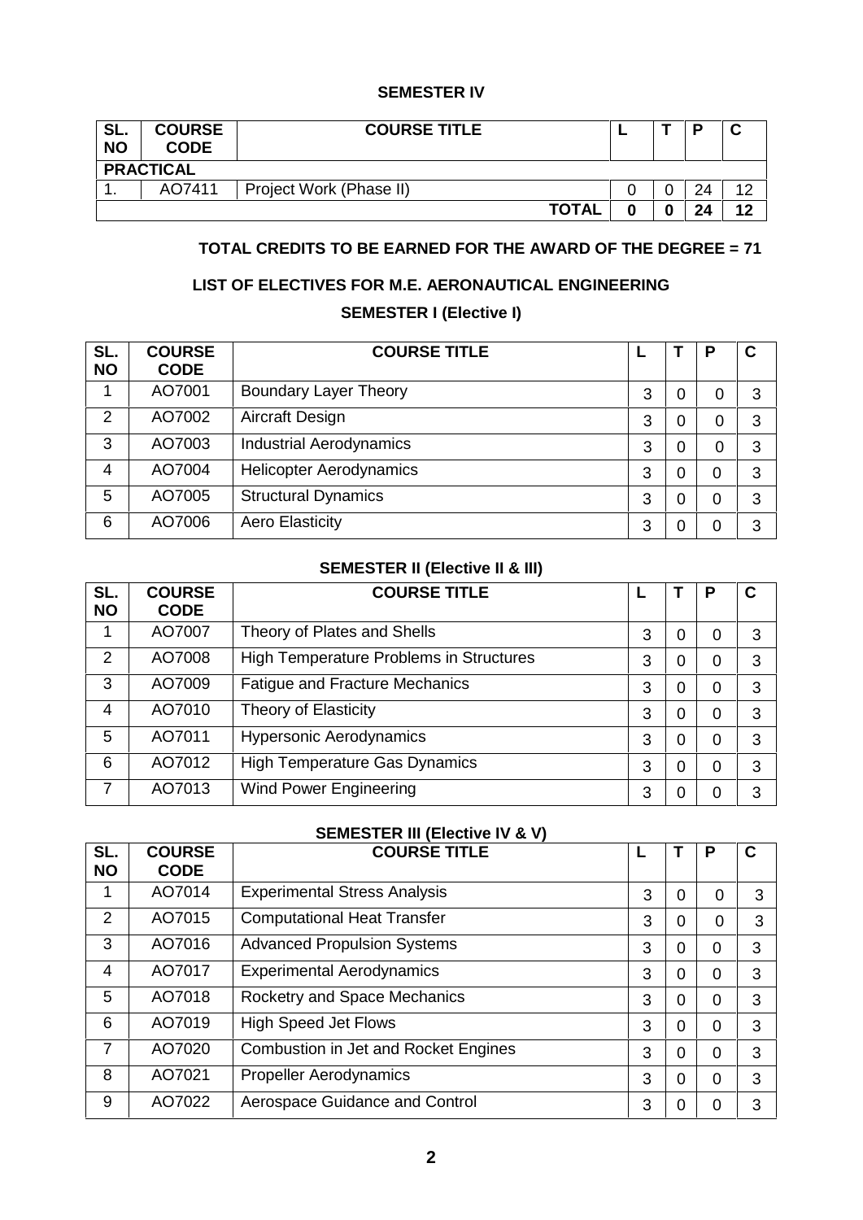## SEMESTER IV

| SL. NO | COURSE CODE | COURSE TITLE | L | T | P | C |
|---|---|---|---|---|---|---|
| **PRACTICAL** | | | | | | |
| 1. | AO7411 | Project Work (Phase II) | 0 | 0 | 24 | 12 |
| | | **TOTAL** | **0** | **0** | **24** | **12** |

**TOTAL CREDITS TO BE EARNED FOR THE AWARD OF THE DEGREE = 71**

## LIST OF ELECTIVES FOR M.E. AERONAUTICAL ENGINEERING

### SEMESTER I (Elective I)

| SL. NO | COURSE CODE | COURSE TITLE | L | T | P | C |
|---|---|---|---|---|---|---|
| 1 | AO7001 | Boundary Layer Theory | 3 | 0 | 0 | 3 |
| 2 | AO7002 | Aircraft Design | 3 | 0 | 0 | 3 |
| 3 | AO7003 | Industrial Aerodynamics | 3 | 0 | 0 | 3 |
| 4 | AO7004 | Helicopter Aerodynamics | 3 | 0 | 0 | 3 |
| 5 | AO7005 | Structural Dynamics | 3 | 0 | 0 | 3 |
| 6 | AO7006 | Aero Elasticity | 3 | 0 | 0 | 3 |

### SEMESTER II (Elective II & III)

| SL. NO | COURSE CODE | COURSE TITLE | L | T | P | C |
|---|---|---|---|---|---|---|
| 1 | AO7007 | Theory of Plates and Shells | 3 | 0 | 0 | 3 |
| 2 | AO7008 | High Temperature Problems in Structures | 3 | 0 | 0 | 3 |
| 3 | AO7009 | Fatigue and Fracture Mechanics | 3 | 0 | 0 | 3 |
| 4 | AO7010 | Theory of Elasticity | 3 | 0 | 0 | 3 |
| 5 | AO7011 | Hypersonic Aerodynamics | 3 | 0 | 0 | 3 |
| 6 | AO7012 | High Temperature Gas Dynamics | 3 | 0 | 0 | 3 |
| 7 | AO7013 | Wind Power Engineering | 3 | 0 | 0 | 3 |

### SEMESTER III (Elective IV & V)

| SL. NO | COURSE CODE | COURSE TITLE | L | T | P | C |
|---|---|---|---|---|---|---|
| 1 | AO7014 | Experimental Stress Analysis | 3 | 0 | 0 | 3 |
| 2 | AO7015 | Computational Heat Transfer | 3 | 0 | 0 | 3 |
| 3 | AO7016 | Advanced Propulsion Systems | 3 | 0 | 0 | 3 |
| 4 | AO7017 | Experimental Aerodynamics | 3 | 0 | 0 | 3 |
| 5 | AO7018 | Rocketry and Space Mechanics | 3 | 0 | 0 | 3 |
| 6 | AO7019 | High Speed Jet Flows | 3 | 0 | 0 | 3 |
| 7 | AO7020 | Combustion in Jet and Rocket Engines | 3 | 0 | 0 | 3 |
| 8 | AO7021 | Propeller Aerodynamics | 3 | 0 | 0 | 3 |
| 9 | AO7022 | Aerospace Guidance and Control | 3 | 0 | 0 | 3 |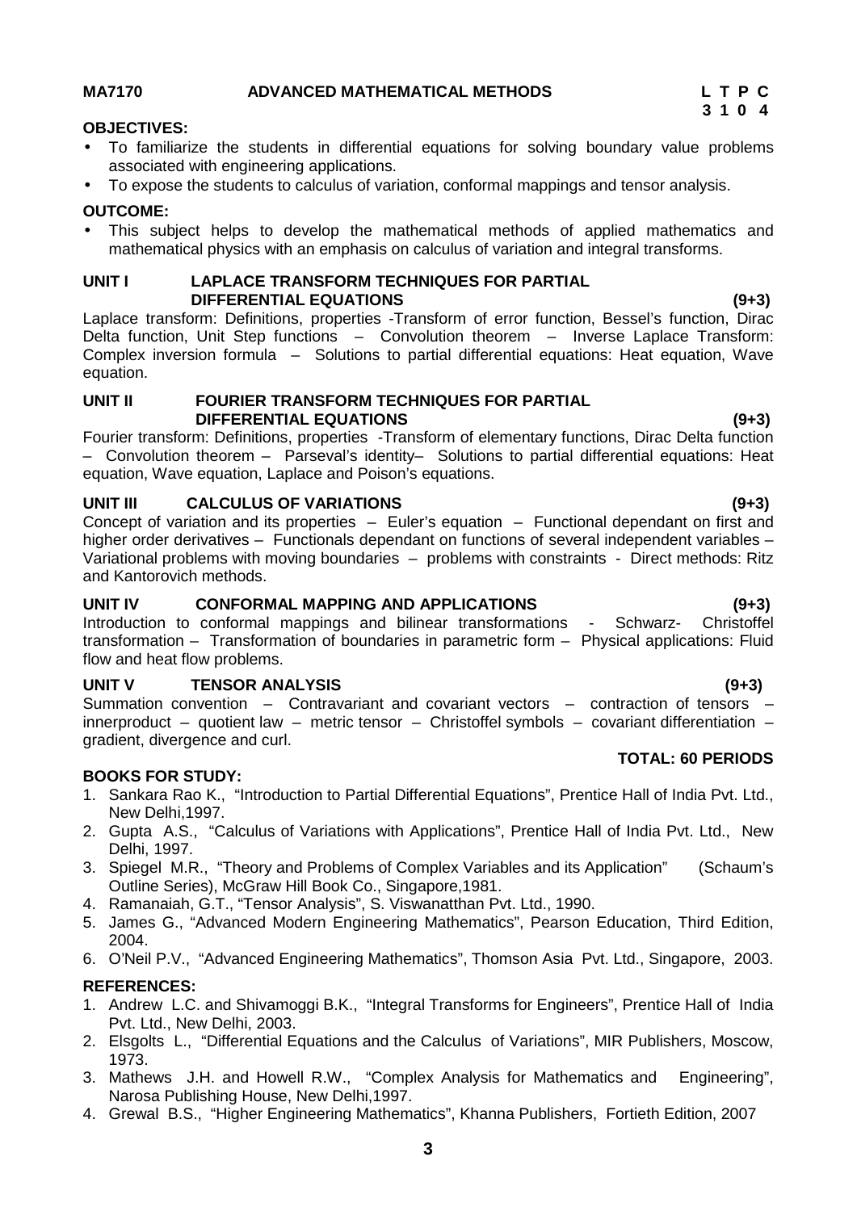**MA7170 ADVANCED MATHEMATICAL METHODS** **L T P C**
**3 1 0 4**

**OBJECTIVES:**

- To familiarize the students in differential equations for solving boundary value problems associated with engineering applications.
- To expose the students to calculus of variation, conformal mappings and tensor analysis.

**OUTCOME:**

- This subject helps to develop the mathematical methods of applied mathematics and mathematical physics with an emphasis on calculus of variation and integral transforms.

**UNIT I LAPLACE TRANSFORM TECHNIQUES FOR PARTIAL DIFFERENTIAL EQUATIONS (9+3)**

Laplace transform: Definitions, properties -Transform of error function, Bessel's function, Dirac Delta function, Unit Step functions – Convolution theorem – Inverse Laplace Transform: Complex inversion formula – Solutions to partial differential equations: Heat equation, Wave equation.

**UNIT II FOURIER TRANSFORM TECHNIQUES FOR PARTIAL DIFFERENTIAL EQUATIONS (9+3)**

Fourier transform: Definitions, properties -Transform of elementary functions, Dirac Delta function – Convolution theorem – Parseval's identity– Solutions to partial differential equations: Heat equation, Wave equation, Laplace and Poison's equations.

**UNIT III CALCULUS OF VARIATIONS (9+3)**

Concept of variation and its properties – Euler's equation – Functional dependant on first and higher order derivatives – Functionals dependant on functions of several independent variables – Variational problems with moving boundaries – problems with constraints - Direct methods: Ritz and Kantorovich methods.

**UNIT IV CONFORMAL MAPPING AND APPLICATIONS (9+3)**

Introduction to conformal mappings and bilinear transformations - Schwarz- Christoffel transformation – Transformation of boundaries in parametric form – Physical applications: Fluid flow and heat flow problems.

**UNIT V TENSOR ANALYSIS (9+3)**

Summation convention – Contravariant and covariant vectors – contraction of tensors – innerproduct – quotient law – metric tensor – Christoffel symbols – covariant differentiation – gradient, divergence and curl.

**TOTAL: 60 PERIODS**

**BOOKS FOR STUDY:**

1. Sankara Rao K., "Introduction to Partial Differential Equations", Prentice Hall of India Pvt. Ltd., New Delhi,1997.
2. Gupta A.S., "Calculus of Variations with Applications", Prentice Hall of India Pvt. Ltd., New Delhi, 1997.
3. Spiegel M.R., "Theory and Problems of Complex Variables and its Application" (Schaum's Outline Series), McGraw Hill Book Co., Singapore,1981.
4. Ramanaiah, G.T., "Tensor Analysis", S. Viswanatthan Pvt. Ltd., 1990.
5. James G., "Advanced Modern Engineering Mathematics", Pearson Education, Third Edition, 2004.
6. O'Neil P.V., "Advanced Engineering Mathematics", Thomson Asia Pvt. Ltd., Singapore, 2003.

**REFERENCES:**

1. Andrew L.C. and Shivamoggi B.K., "Integral Transforms for Engineers", Prentice Hall of India Pvt. Ltd., New Delhi, 2003.
2. Elsgolts L., "Differential Equations and the Calculus of Variations", MIR Publishers, Moscow, 1973.
3. Mathews J.H. and Howell R.W., "Complex Analysis for Mathematics and Engineering", Narosa Publishing House, New Delhi,1997.
4. Grewal B.S., "Higher Engineering Mathematics", Khanna Publishers, Fortieth Edition, 2007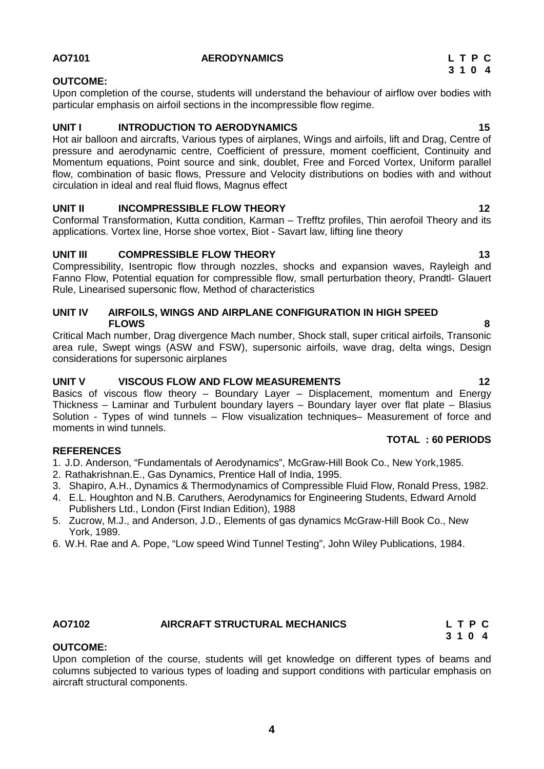## AO7101 AERODYNAMICS

| L | T | P | C |
|---|---|---|---|
| 3 | 1 | 0 | 4 |

**OUTCOME:**

Upon completion of the course, students will understand the behaviour of airflow over bodies with particular emphasis on airfoil sections in the incompressible flow regime.

**UNIT I INTRODUCTION TO AERODYNAMICS 15**

Hot air balloon and aircrafts, Various types of airplanes, Wings and airfoils, lift and Drag, Centre of pressure and aerodynamic centre, Coefficient of pressure, moment coefficient, Continuity and Momentum equations, Point source and sink, doublet, Free and Forced Vortex, Uniform parallel flow, combination of basic flows, Pressure and Velocity distributions on bodies with and without circulation in ideal and real fluid flows, Magnus effect

**UNIT II INCOMPRESSIBLE FLOW THEORY 12**

Conformal Transformation, Kutta condition, Karman – Trefftz profiles, Thin aerofoil Theory and its applications. Vortex line, Horse shoe vortex, Biot - Savart law, lifting line theory

**UNIT III COMPRESSIBLE FLOW THEORY 13**

Compressibility, Isentropic flow through nozzles, shocks and expansion waves, Rayleigh and Fanno Flow, Potential equation for compressible flow, small perturbation theory, Prandtl- Glauert Rule, Linearised supersonic flow, Method of characteristics

**UNIT IV AIRFOILS, WINGS AND AIRPLANE CONFIGURATION IN HIGH SPEED FLOWS 8**

Critical Mach number, Drag divergence Mach number, Shock stall, super critical airfoils, Transonic area rule, Swept wings (ASW and FSW), supersonic airfoils, wave drag, delta wings, Design considerations for supersonic airplanes

**UNIT V VISCOUS FLOW AND FLOW MEASUREMENTS 12**

Basics of viscous flow theory – Boundary Layer – Displacement, momentum and Energy Thickness – Laminar and Turbulent boundary layers – Boundary layer over flat plate – Blasius Solution - Types of wind tunnels – Flow visualization techniques– Measurement of force and moments in wind tunnels.

**TOTAL : 60 PERIODS**

**REFERENCES**

1. J.D. Anderson, "Fundamentals of Aerodynamics", McGraw-Hill Book Co., New York,1985.
2. Rathakrishnan.E., Gas Dynamics, Prentice Hall of India, 1995.
3. Shapiro, A.H., Dynamics & Thermodynamics of Compressible Fluid Flow, Ronald Press, 1982.
4. E.L. Houghton and N.B. Caruthers, Aerodynamics for Engineering Students, Edward Arnold Publishers Ltd., London (First Indian Edition), 1988
5. Zucrow, M.J., and Anderson, J.D., Elements of gas dynamics McGraw-Hill Book Co., New York, 1989.
6. W.H. Rae and A. Pope, "Low speed Wind Tunnel Testing", John Wiley Publications, 1984.

## AO7102 AIRCRAFT STRUCTURAL MECHANICS

| L | T | P | C |
|---|---|---|---|
| 3 | 1 | 0 | 4 |

**OUTCOME:**

Upon completion of the course, students will get knowledge on different types of beams and columns subjected to various types of loading and support conditions with particular emphasis on aircraft structural components.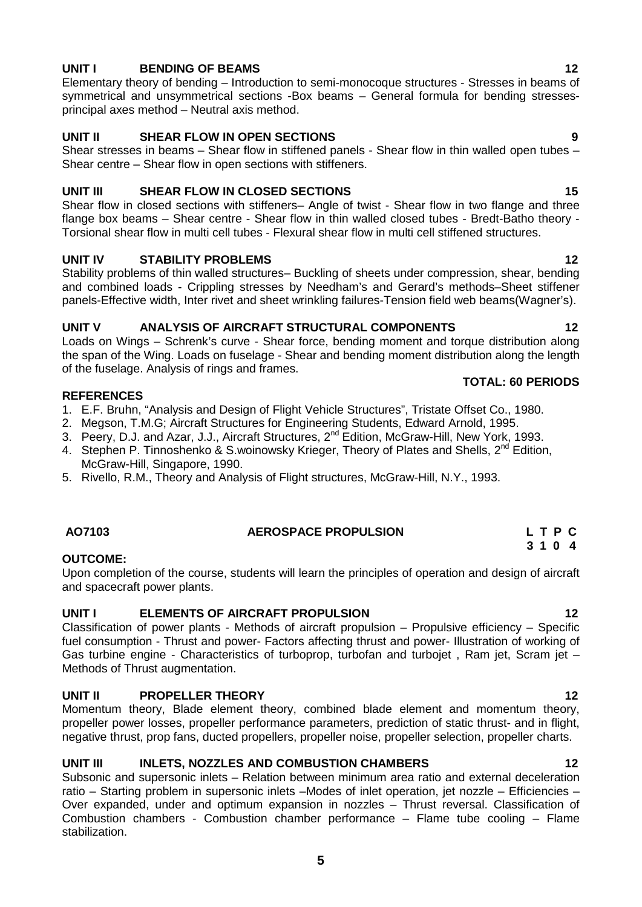**UNIT I BENDING OF BEAMS 12**

Elementary theory of bending – Introduction to semi-monocoque structures - Stresses in beams of symmetrical and unsymmetrical sections -Box beams – General formula for bending stresses-principal axes method – Neutral axis method.

**UNIT II SHEAR FLOW IN OPEN SECTIONS 9**

Shear stresses in beams – Shear flow in stiffened panels - Shear flow in thin walled open tubes – Shear centre – Shear flow in open sections with stiffeners.

**UNIT III SHEAR FLOW IN CLOSED SECTIONS 15**

Shear flow in closed sections with stiffeners– Angle of twist - Shear flow in two flange and three flange box beams – Shear centre - Shear flow in thin walled closed tubes - Bredt-Batho theory - Torsional shear flow in multi cell tubes - Flexural shear flow in multi cell stiffened structures.

**UNIT IV STABILITY PROBLEMS 12**

Stability problems of thin walled structures– Buckling of sheets under compression, shear, bending and combined loads - Crippling stresses by Needham's and Gerard's methods–Sheet stiffener panels-Effective width, Inter rivet and sheet wrinkling failures-Tension field web beams(Wagner's).

**UNIT V ANALYSIS OF AIRCRAFT STRUCTURAL COMPONENTS 12**

Loads on Wings – Schrenk's curve - Shear force, bending moment and torque distribution along the span of the Wing. Loads on fuselage - Shear and bending moment distribution along the length of the fuselage. Analysis of rings and frames.

**TOTAL: 60 PERIODS**

**REFERENCES**

1. E.F. Bruhn, "Analysis and Design of Flight Vehicle Structures", Tristate Offset Co., 1980.
2. Megson, T.M.G; Aircraft Structures for Engineering Students, Edward Arnold, 1995.
3. Peery, D.J. and Azar, J.J., Aircraft Structures, 2nd Edition, McGraw-Hill, New York, 1993.
4. Stephen P. Tinnoshenko & S.woinowsky Krieger, Theory of Plates and Shells, 2nd Edition, McGraw-Hill, Singapore, 1990.
5. Rivello, R.M., Theory and Analysis of Flight structures, McGraw-Hill, N.Y., 1993.

## AO7103 AEROSPACE PROPULSION

| L | T | P | C |
|---|---|---|---|
| 3 | 1 | 0 | 4 |

**OUTCOME:**

Upon completion of the course, students will learn the principles of operation and design of aircraft and spacecraft power plants.

**UNIT I ELEMENTS OF AIRCRAFT PROPULSION 12**

Classification of power plants - Methods of aircraft propulsion – Propulsive efficiency – Specific fuel consumption - Thrust and power- Factors affecting thrust and power- Illustration of working of Gas turbine engine - Characteristics of turboprop, turbofan and turbojet , Ram jet, Scram jet – Methods of Thrust augmentation.

**UNIT II PROPELLER THEORY 12**

Momentum theory, Blade element theory, combined blade element and momentum theory, propeller power losses, propeller performance parameters, prediction of static thrust- and in flight, negative thrust, prop fans, ducted propellers, propeller noise, propeller selection, propeller charts.

**UNIT III INLETS, NOZZLES AND COMBUSTION CHAMBERS 12**

Subsonic and supersonic inlets – Relation between minimum area ratio and external deceleration ratio – Starting problem in supersonic inlets –Modes of inlet operation, jet nozzle – Efficiencies – Over expanded, under and optimum expansion in nozzles – Thrust reversal. Classification of Combustion chambers - Combustion chamber performance – Flame tube cooling – Flame stabilization.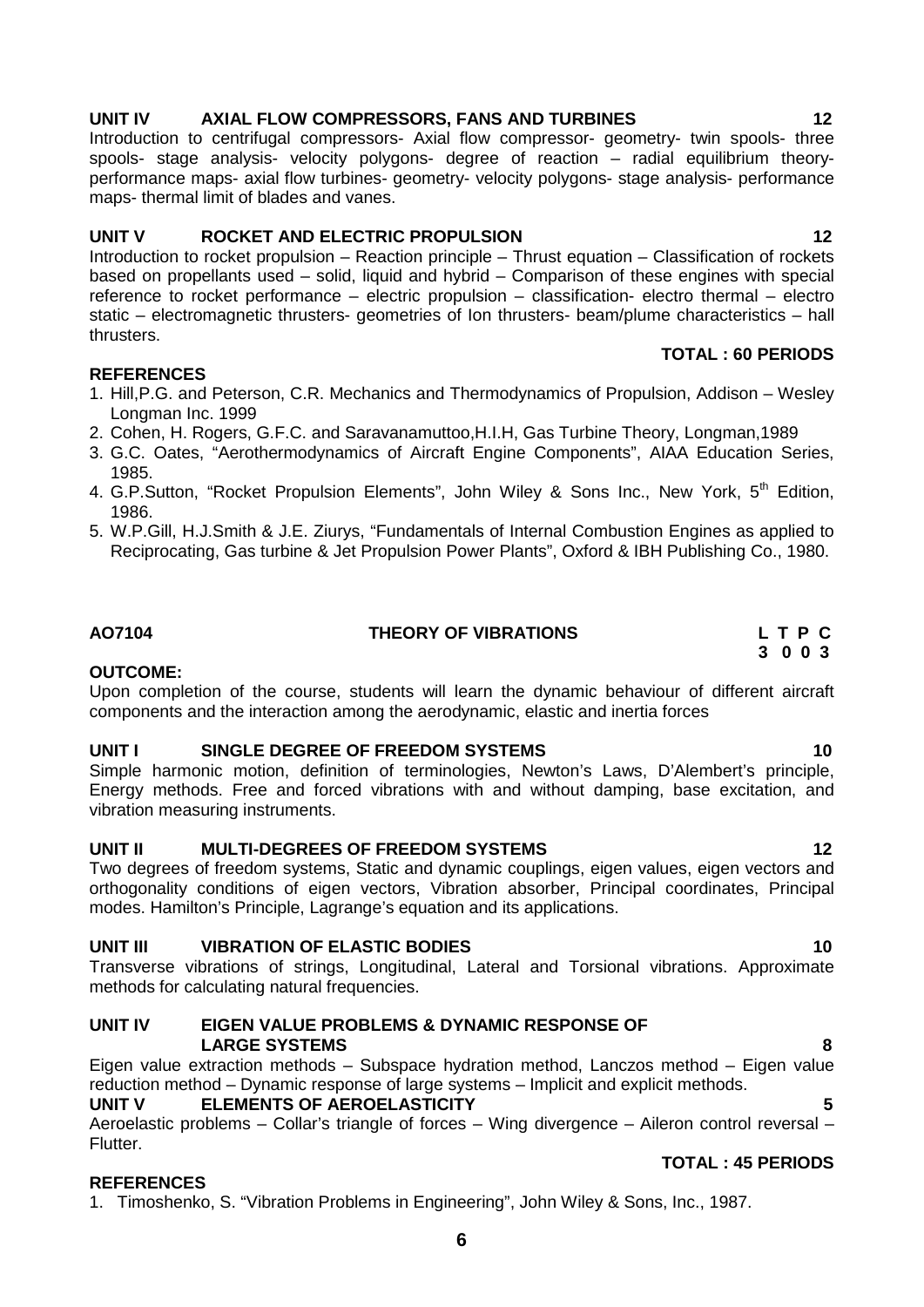### UNIT IV AXIAL FLOW COMPRESSORS, FANS AND TURBINES 12

Introduction to centrifugal compressors- Axial flow compressor- geometry- twin spools- three spools- stage analysis- velocity polygons- degree of reaction – radial equilibrium theory- performance maps- axial flow turbines- geometry- velocity polygons- stage analysis- performance maps- thermal limit of blades and vanes.

### UNIT V ROCKET AND ELECTRIC PROPULSION 12

Introduction to rocket propulsion – Reaction principle – Thrust equation – Classification of rockets based on propellants used – solid, liquid and hybrid – Comparison of these engines with special reference to rocket performance – electric propulsion – classification- electro thermal – electro static – electromagnetic thrusters- geometries of Ion thrusters- beam/plume characteristics – hall thrusters.

**TOTAL : 60 PERIODS**

### REFERENCES

1. Hill,P.G. and Peterson, C.R. Mechanics and Thermodynamics of Propulsion, Addison – Wesley Longman Inc. 1999
2. Cohen, H. Rogers, G.F.C. and Saravanamuttoo,H.I.H, Gas Turbine Theory, Longman,1989
3. G.C. Oates, "Aerothermodynamics of Aircraft Engine Components", AIAA Education Series, 1985.
4. G.P.Sutton, "Rocket Propulsion Elements", John Wiley & Sons Inc., New York, 5th Edition, 1986.
5. W.P.Gill, H.J.Smith & J.E. Ziurys, "Fundamentals of Internal Combustion Engines as applied to Reciprocating, Gas turbine & Jet Propulsion Power Plants", Oxford & IBH Publishing Co., 1980.

## AO7104 THEORY OF VIBRATIONS

| L | T | P | C |
|---|---|---|---|
| 3 | 0 | 0 | 3 |

### OUTCOME:

Upon completion of the course, students will learn the dynamic behaviour of different aircraft components and the interaction among the aerodynamic, elastic and inertia forces

### UNIT I SINGLE DEGREE OF FREEDOM SYSTEMS 10

Simple harmonic motion, definition of terminologies, Newton's Laws, D'Alembert's principle, Energy methods. Free and forced vibrations with and without damping, base excitation, and vibration measuring instruments.

### UNIT II MULTI-DEGREES OF FREEDOM SYSTEMS 12

Two degrees of freedom systems, Static and dynamic couplings, eigen values, eigen vectors and orthogonality conditions of eigen vectors, Vibration absorber, Principal coordinates, Principal modes. Hamilton's Principle, Lagrange's equation and its applications.

### UNIT III VIBRATION OF ELASTIC BODIES 10

Transverse vibrations of strings, Longitudinal, Lateral and Torsional vibrations. Approximate methods for calculating natural frequencies.

### UNIT IV EIGEN VALUE PROBLEMS & DYNAMIC RESPONSE OF LARGE SYSTEMS 8

Eigen value extraction methods – Subspace hydration method, Lanczos method – Eigen value reduction method – Dynamic response of large systems – Implicit and explicit methods.

### UNIT V ELEMENTS OF AEROELASTICITY 5

Aeroelastic problems – Collar's triangle of forces – Wing divergence – Aileron control reversal – Flutter.

**TOTAL : 45 PERIODS**

### REFERENCES

1. Timoshenko, S. "Vibration Problems in Engineering", John Wiley & Sons, Inc., 1987.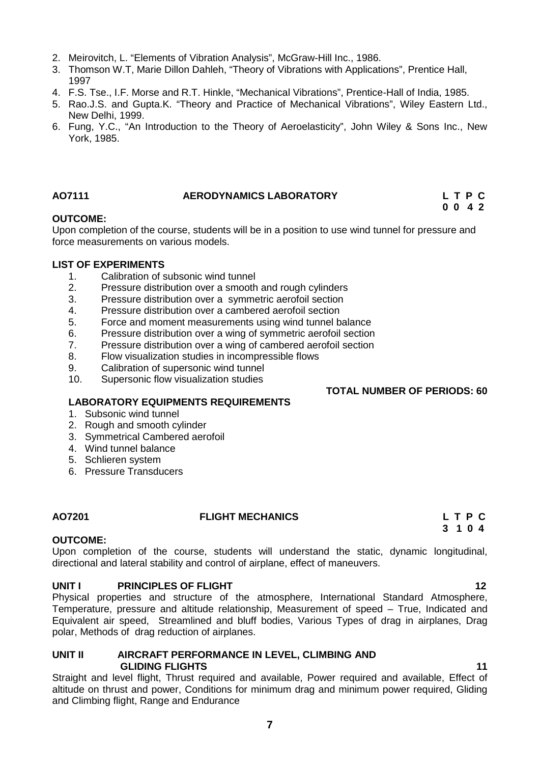2. Meirovitch, L. "Elements of Vibration Analysis", McGraw-Hill Inc., 1986.
3. Thomson W.T, Marie Dillon Dahleh, "Theory of Vibrations with Applications", Prentice Hall, 1997
4. F.S. Tse., I.F. Morse and R.T. Hinkle, "Mechanical Vibrations", Prentice-Hall of India, 1985.
5. Rao.J.S. and Gupta.K. "Theory and Practice of Mechanical Vibrations", Wiley Eastern Ltd., New Delhi, 1999.
6. Fung, Y.C., "An Introduction to the Theory of Aeroelasticity", John Wiley & Sons Inc., New York, 1985.

## AO7111 AERODYNAMICS LABORATORY

**L T P C**
**0 0 4 2**

**OUTCOME:**

Upon completion of the course, students will be in a position to use wind tunnel for pressure and force measurements on various models.

**LIST OF EXPERIMENTS**

1. Calibration of subsonic wind tunnel
2. Pressure distribution over a smooth and rough cylinders
3. Pressure distribution over a symmetric aerofoil section
4. Pressure distribution over a cambered aerofoil section
5. Force and moment measurements using wind tunnel balance
6. Pressure distribution over a wing of symmetric aerofoil section
7. Pressure distribution over a wing of cambered aerofoil section
8. Flow visualization studies in incompressible flows
9. Calibration of supersonic wind tunnel
10. Supersonic flow visualization studies

**TOTAL NUMBER OF PERIODS: 60**

**LABORATORY EQUIPMENTS REQUIREMENTS**

1. Subsonic wind tunnel
2. Rough and smooth cylinder
3. Symmetrical Cambered aerofoil
4. Wind tunnel balance
5. Schlieren system
6. Pressure Transducers

## AO7201 FLIGHT MECHANICS

**L T P C**
**3 1 0 4**

**OUTCOME:**

Upon completion of the course, students will understand the static, dynamic longitudinal, directional and lateral stability and control of airplane, effect of maneuvers.

**UNIT I PRINCIPLES OF FLIGHT 12**

Physical properties and structure of the atmosphere, International Standard Atmosphere, Temperature, pressure and altitude relationship, Measurement of speed – True, Indicated and Equivalent air speed, Streamlined and bluff bodies, Various Types of drag in airplanes, Drag polar, Methods of drag reduction of airplanes.

**UNIT II AIRCRAFT PERFORMANCE IN LEVEL, CLIMBING AND GLIDING FLIGHTS 11**

Straight and level flight, Thrust required and available, Power required and available, Effect of altitude on thrust and power, Conditions for minimum drag and minimum power required, Gliding and Climbing flight, Range and Endurance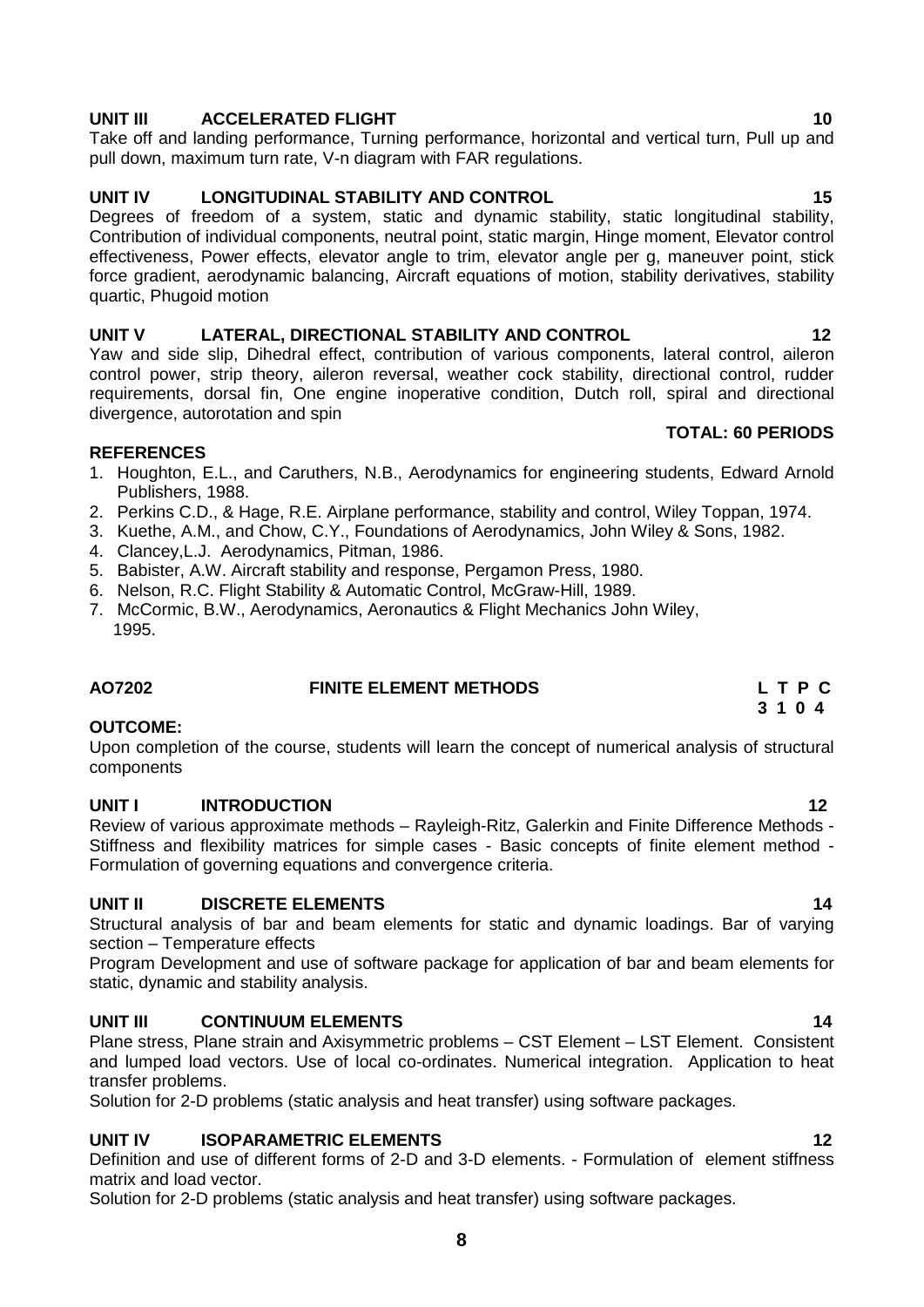**UNIT III ACCELERATED FLIGHT 10**

Take off and landing performance, Turning performance, horizontal and vertical turn, Pull up and pull down, maximum turn rate, V-n diagram with FAR regulations.

**UNIT IV LONGITUDINAL STABILITY AND CONTROL 15**

Degrees of freedom of a system, static and dynamic stability, static longitudinal stability, Contribution of individual components, neutral point, static margin, Hinge moment, Elevator control effectiveness, Power effects, elevator angle to trim, elevator angle per g, maneuver point, stick force gradient, aerodynamic balancing, Aircraft equations of motion, stability derivatives, stability quartic, Phugoid motion

**UNIT V LATERAL, DIRECTIONAL STABILITY AND CONTROL 12**

Yaw and side slip, Dihedral effect, contribution of various components, lateral control, aileron control power, strip theory, aileron reversal, weather cock stability, directional control, rudder requirements, dorsal fin, One engine inoperative condition, Dutch roll, spiral and directional divergence, autorotation and spin

**TOTAL: 60 PERIODS**

**REFERENCES**

1. Houghton, E.L., and Caruthers, N.B., Aerodynamics for engineering students, Edward Arnold Publishers, 1988.
2. Perkins C.D., & Hage, R.E. Airplane performance, stability and control, Wiley Toppan, 1974.
3. Kuethe, A.M., and Chow, C.Y., Foundations of Aerodynamics, John Wiley & Sons, 1982.
4. Clancey,L.J. Aerodynamics, Pitman, 1986.
5. Babister, A.W. Aircraft stability and response, Pergamon Press, 1980.
6. Nelson, R.C. Flight Stability & Automatic Control, McGraw-Hill, 1989.
7. McCormic, B.W., Aerodynamics, Aeronautics & Flight Mechanics John Wiley, 1995.

## AO7202 FINITE ELEMENT METHODS

| L | T | P | C |
|---|---|---|---|
| 3 | 1 | 0 | 4 |

**OUTCOME:**

Upon completion of the course, students will learn the concept of numerical analysis of structural components

**UNIT I INTRODUCTION 12**

Review of various approximate methods – Rayleigh-Ritz, Galerkin and Finite Difference Methods - Stiffness and flexibility matrices for simple cases - Basic concepts of finite element method - Formulation of governing equations and convergence criteria.

**UNIT II DISCRETE ELEMENTS 14**

Structural analysis of bar and beam elements for static and dynamic loadings. Bar of varying section – Temperature effects

Program Development and use of software package for application of bar and beam elements for static, dynamic and stability analysis.

**UNIT III CONTINUUM ELEMENTS 14**

Plane stress, Plane strain and Axisymmetric problems – CST Element – LST Element. Consistent and lumped load vectors. Use of local co-ordinates. Numerical integration. Application to heat transfer problems.

Solution for 2-D problems (static analysis and heat transfer) using software packages.

**UNIT IV ISOPARAMETRIC ELEMENTS 12**

Definition and use of different forms of 2-D and 3-D elements. - Formulation of element stiffness matrix and load vector.

Solution for 2-D problems (static analysis and heat transfer) using software packages.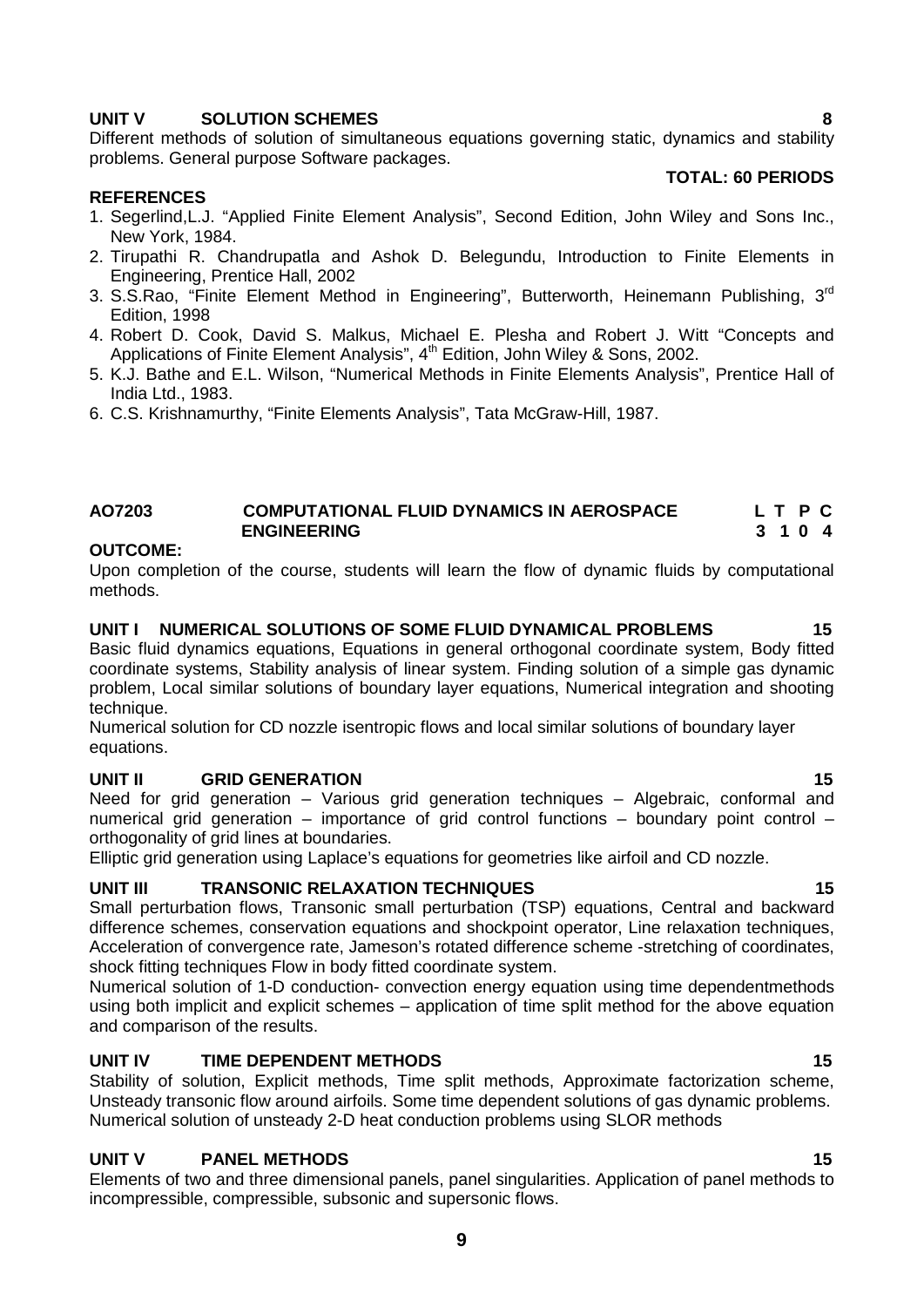**UNIT V SOLUTION SCHEMES 8**

Different methods of solution of simultaneous equations governing static, dynamics and stability problems. General purpose Software packages.

**TOTAL: 60 PERIODS**

**REFERENCES**

1. Segerlind,L.J. "Applied Finite Element Analysis", Second Edition, John Wiley and Sons Inc., New York, 1984.
2. Tirupathi R. Chandrupatla and Ashok D. Belegundu, Introduction to Finite Elements in Engineering, Prentice Hall, 2002
3. S.S.Rao, "Finite Element Method in Engineering", Butterworth, Heinemann Publishing, 3rd Edition, 1998
4. Robert D. Cook, David S. Malkus, Michael E. Plesha and Robert J. Witt "Concepts and Applications of Finite Element Analysis", 4th Edition, John Wiley & Sons, 2002.
5. K.J. Bathe and E.L. Wilson, "Numerical Methods in Finite Elements Analysis", Prentice Hall of India Ltd., 1983.
6. C.S. Krishnamurthy, "Finite Elements Analysis", Tata McGraw-Hill, 1987.

**AO7203 COMPUTATIONAL FLUID DYNAMICS IN AEROSPACE ENGINEERING**

| L | T | P | C |
|---|---|---|---|
| 3 | 1 | 0 | 4 |

**OUTCOME:**

Upon completion of the course, students will learn the flow of dynamic fluids by computational methods.

**UNIT I NUMERICAL SOLUTIONS OF SOME FLUID DYNAMICAL PROBLEMS 15**

Basic fluid dynamics equations, Equations in general orthogonal coordinate system, Body fitted coordinate systems, Stability analysis of linear system. Finding solution of a simple gas dynamic problem, Local similar solutions of boundary layer equations, Numerical integration and shooting technique.

Numerical solution for CD nozzle isentropic flows and local similar solutions of boundary layer equations.

**UNIT II GRID GENERATION 15**

Need for grid generation – Various grid generation techniques – Algebraic, conformal and numerical grid generation – importance of grid control functions – boundary point control – orthogonality of grid lines at boundaries.

Elliptic grid generation using Laplace's equations for geometries like airfoil and CD nozzle.

**UNIT III TRANSONIC RELAXATION TECHNIQUES 15**

Small perturbation flows, Transonic small perturbation (TSP) equations, Central and backward difference schemes, conservation equations and shockpoint operator, Line relaxation techniques, Acceleration of convergence rate, Jameson's rotated difference scheme -stretching of coordinates, shock fitting techniques Flow in body fitted coordinate system.

Numerical solution of 1-D conduction- convection energy equation using time dependentmethods using both implicit and explicit schemes – application of time split method for the above equation and comparison of the results.

**UNIT IV TIME DEPENDENT METHODS 15**

Stability of solution, Explicit methods, Time split methods, Approximate factorization scheme, Unsteady transonic flow around airfoils. Some time dependent solutions of gas dynamic problems. Numerical solution of unsteady 2-D heat conduction problems using SLOR methods

**UNIT V PANEL METHODS 15**

Elements of two and three dimensional panels, panel singularities. Application of panel methods to incompressible, compressible, subsonic and supersonic flows.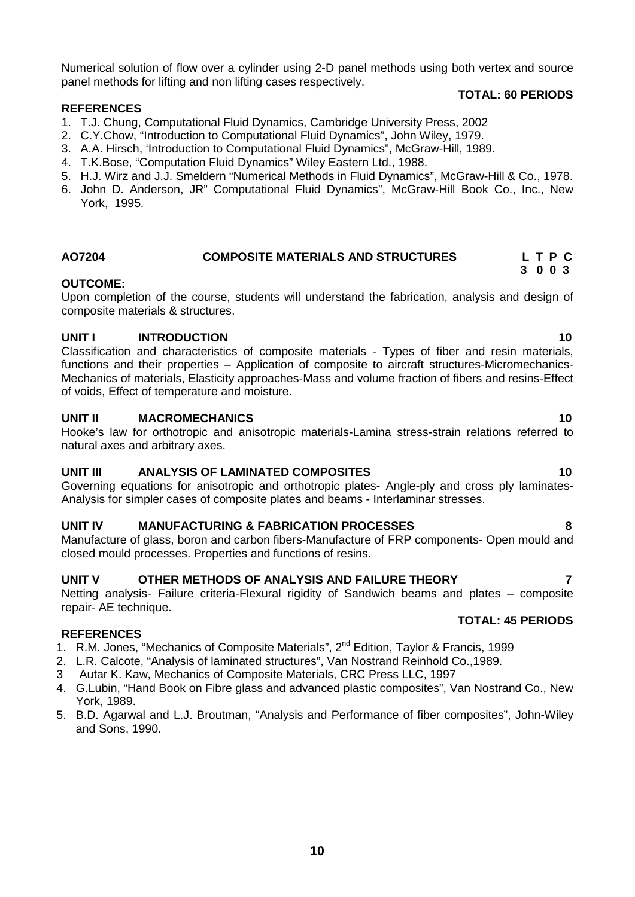Numerical solution of flow over a cylinder using 2-D panel methods using both vertex and source panel methods for lifting and non lifting cases respectively.

**TOTAL: 60 PERIODS**

**REFERENCES**

1. T.J. Chung, Computational Fluid Dynamics, Cambridge University Press, 2002
2. C.Y.Chow, "Introduction to Computational Fluid Dynamics", John Wiley, 1979.
3. A.A. Hirsch, 'Introduction to Computational Fluid Dynamics", McGraw-Hill, 1989.
4. T.K.Bose, "Computation Fluid Dynamics" Wiley Eastern Ltd., 1988.
5. H.J. Wirz and J.J. Smeldern "Numerical Methods in Fluid Dynamics", McGraw-Hill & Co., 1978.
6. John D. Anderson, JR" Computational Fluid Dynamics", McGraw-Hill Book Co., Inc., New York, 1995.

## AO7204 COMPOSITE MATERIALS AND STRUCTURES

| L | T | P | C |
|---|---|---|---|
| 3 | 0 | 0 | 3 |

**OUTCOME:**

Upon completion of the course, students will understand the fabrication, analysis and design of composite materials & structures.

### UNIT I INTRODUCTION 10

Classification and characteristics of composite materials - Types of fiber and resin materials, functions and their properties – Application of composite to aircraft structures-Micromechanics-Mechanics of materials, Elasticity approaches-Mass and volume fraction of fibers and resins-Effect of voids, Effect of temperature and moisture.

### UNIT II MACROMECHANICS 10

Hooke's law for orthotropic and anisotropic materials-Lamina stress-strain relations referred to natural axes and arbitrary axes.

### UNIT III ANALYSIS OF LAMINATED COMPOSITES 10

Governing equations for anisotropic and orthotropic plates- Angle-ply and cross ply laminates-Analysis for simpler cases of composite plates and beams - Interlaminar stresses.

### UNIT IV MANUFACTURING & FABRICATION PROCESSES 8

Manufacture of glass, boron and carbon fibers-Manufacture of FRP components- Open mould and closed mould processes. Properties and functions of resins.

### UNIT V OTHER METHODS OF ANALYSIS AND FAILURE THEORY 7

Netting analysis- Failure criteria-Flexural rigidity of Sandwich beams and plates – composite repair- AE technique.

**TOTAL: 45 PERIODS**

**REFERENCES**

1. R.M. Jones, "Mechanics of Composite Materials", 2nd Edition, Taylor & Francis, 1999
2. L.R. Calcote, "Analysis of laminated structures", Van Nostrand Reinhold Co.,1989.
3. Autar K. Kaw, Mechanics of Composite Materials, CRC Press LLC, 1997
4. G.Lubin, "Hand Book on Fibre glass and advanced plastic composites", Van Nostrand Co., New York, 1989.
5. B.D. Agarwal and L.J. Broutman, "Analysis and Performance of fiber composites", John-Wiley and Sons, 1990.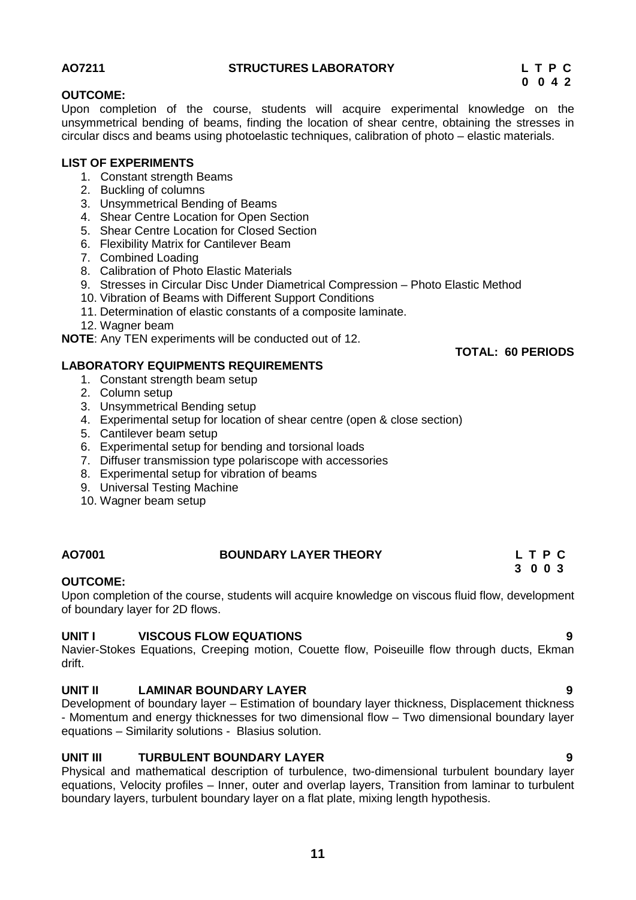## AO7211 STRUCTURES LABORATORY

**L T P C**
**0 0 4 2**

**OUTCOME:**

Upon completion of the course, students will acquire experimental knowledge on the unsymmetrical bending of beams, finding the location of shear centre, obtaining the stresses in circular discs and beams using photoelastic techniques, calibration of photo – elastic materials.

**LIST OF EXPERIMENTS**

1. Constant strength Beams
2. Buckling of columns
3. Unsymmetrical Bending of Beams
4. Shear Centre Location for Open Section
5. Shear Centre Location for Closed Section
6. Flexibility Matrix for Cantilever Beam
7. Combined Loading
8. Calibration of Photo Elastic Materials
9. Stresses in Circular Disc Under Diametrical Compression – Photo Elastic Method
10. Vibration of Beams with Different Support Conditions
11. Determination of elastic constants of a composite laminate.
12. Wagner beam

**NOTE**: Any TEN experiments will be conducted out of 12.

**TOTAL: 60 PERIODS**

**LABORATORY EQUIPMENTS REQUIREMENTS**

1. Constant strength beam setup
2. Column setup
3. Unsymmetrical Bending setup
4. Experimental setup for location of shear centre (open & close section)
5. Cantilever beam setup
6. Experimental setup for bending and torsional loads
7. Diffuser transmission type polariscope with accessories
8. Experimental setup for vibration of beams
9. Universal Testing Machine
10. Wagner beam setup

## AO7001 BOUNDARY LAYER THEORY

**L T P C**
**3 0 0 3**

**OUTCOME:**

Upon completion of the course, students will acquire knowledge on viscous fluid flow, development of boundary layer for 2D flows.

**UNIT I VISCOUS FLOW EQUATIONS 9**

Navier-Stokes Equations, Creeping motion, Couette flow, Poiseuille flow through ducts, Ekman drift.

**UNIT II LAMINAR BOUNDARY LAYER 9**

Development of boundary layer – Estimation of boundary layer thickness, Displacement thickness - Momentum and energy thicknesses for two dimensional flow – Two dimensional boundary layer equations – Similarity solutions - Blasius solution.

**UNIT III TURBULENT BOUNDARY LAYER 9**

Physical and mathematical description of turbulence, two-dimensional turbulent boundary layer equations, Velocity profiles – Inner, outer and overlap layers, Transition from laminar to turbulent boundary layers, turbulent boundary layer on a flat plate, mixing length hypothesis.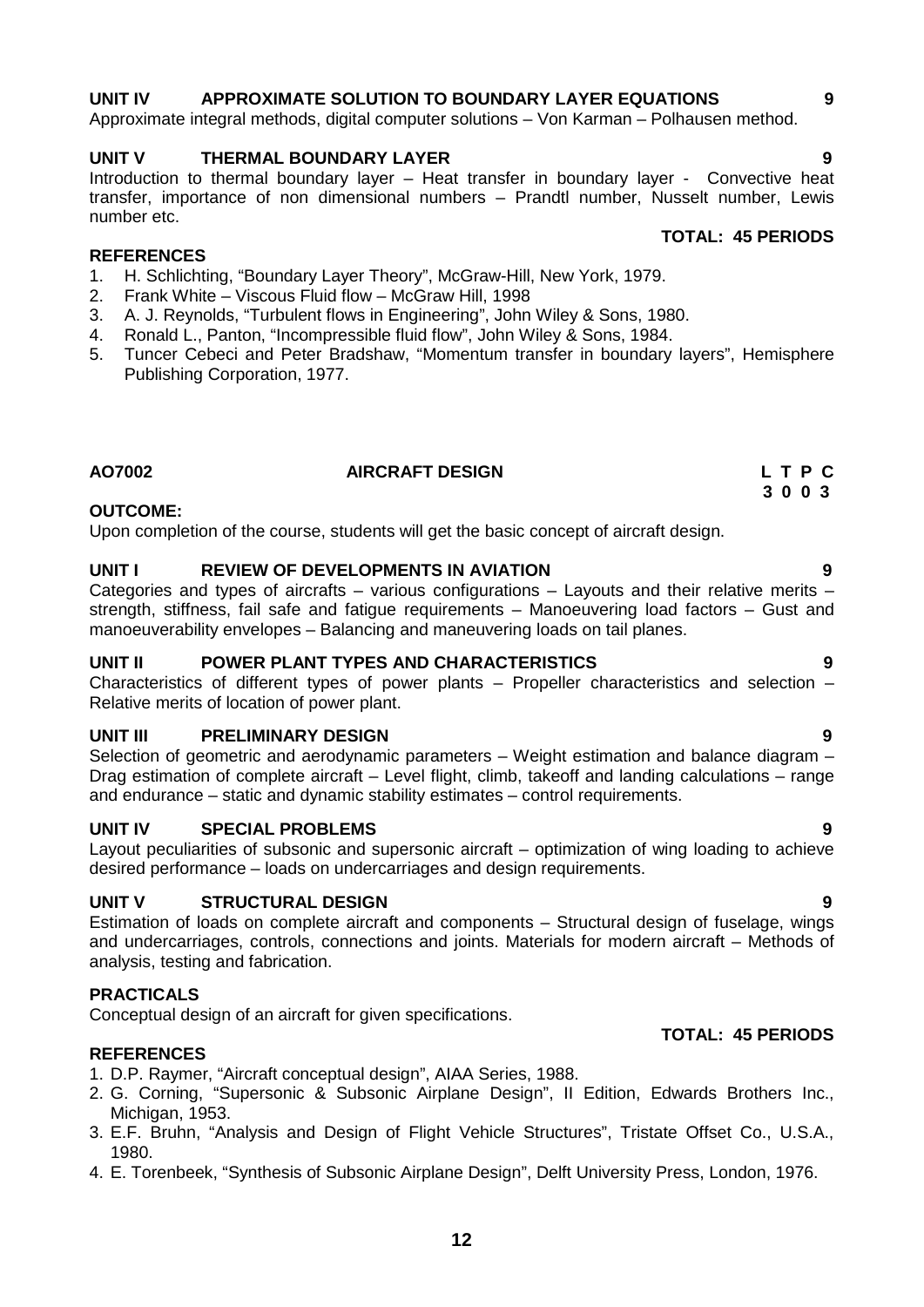**UNIT IV APPROXIMATE SOLUTION TO BOUNDARY LAYER EQUATIONS 9**

Approximate integral methods, digital computer solutions – Von Karman – Polhausen method.

**UNIT V THERMAL BOUNDARY LAYER 9**

Introduction to thermal boundary layer – Heat transfer in boundary layer - Convective heat transfer, importance of non dimensional numbers – Prandtl number, Nusselt number, Lewis number etc.

**TOTAL: 45 PERIODS**

**REFERENCES**

1. H. Schlichting, "Boundary Layer Theory", McGraw-Hill, New York, 1979.
2. Frank White – Viscous Fluid flow – McGraw Hill, 1998
3. A. J. Reynolds, "Turbulent flows in Engineering", John Wiley & Sons, 1980.
4. Ronald L., Panton, "Incompressible fluid flow", John Wiley & Sons, 1984.
5. Tuncer Cebeci and Peter Bradshaw, "Momentum transfer in boundary layers", Hemisphere Publishing Corporation, 1977.

## AO7002 AIRCRAFT DESIGN

| L | T | P | C |
|---|---|---|---|
| 3 | 0 | 0 | 3 |

**OUTCOME:**

Upon completion of the course, students will get the basic concept of aircraft design.

**UNIT I REVIEW OF DEVELOPMENTS IN AVIATION 9**

Categories and types of aircrafts – various configurations – Layouts and their relative merits – strength, stiffness, fail safe and fatigue requirements – Manoeuvering load factors – Gust and manoeuverability envelopes – Balancing and maneuvering loads on tail planes.

**UNIT II POWER PLANT TYPES AND CHARACTERISTICS 9**

Characteristics of different types of power plants – Propeller characteristics and selection – Relative merits of location of power plant.

**UNIT III PRELIMINARY DESIGN 9**

Selection of geometric and aerodynamic parameters – Weight estimation and balance diagram – Drag estimation of complete aircraft – Level flight, climb, takeoff and landing calculations – range and endurance – static and dynamic stability estimates – control requirements.

**UNIT IV SPECIAL PROBLEMS 9**

Layout peculiarities of subsonic and supersonic aircraft – optimization of wing loading to achieve desired performance – loads on undercarriages and design requirements.

**UNIT V STRUCTURAL DESIGN 9**

Estimation of loads on complete aircraft and components – Structural design of fuselage, wings and undercarriages, controls, connections and joints. Materials for modern aircraft – Methods of analysis, testing and fabrication.

**PRACTICALS**

Conceptual design of an aircraft for given specifications.

**TOTAL: 45 PERIODS**

**REFERENCES**

1. D.P. Raymer, "Aircraft conceptual design", AIAA Series, 1988.
2. G. Corning, "Supersonic & Subsonic Airplane Design", II Edition, Edwards Brothers Inc., Michigan, 1953.
3. E.F. Bruhn, "Analysis and Design of Flight Vehicle Structures", Tristate Offset Co., U.S.A., 1980.
4. E. Torenbeek, "Synthesis of Subsonic Airplane Design", Delft University Press, London, 1976.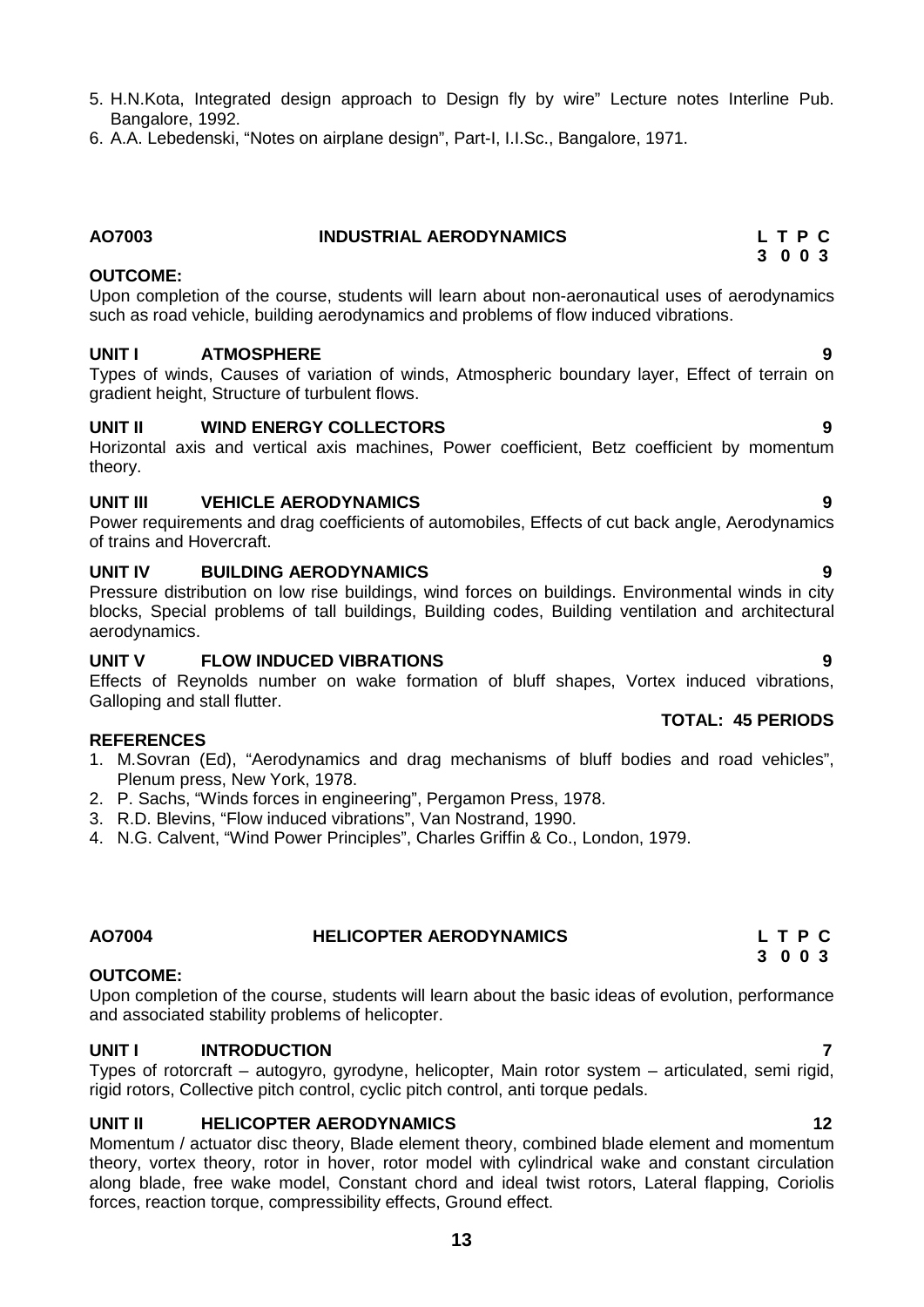5. H.N.Kota, Integrated design approach to Design fly by wire" Lecture notes Interline Pub. Bangalore, 1992.
6. A.A. Lebedenski, "Notes on airplane design", Part-I, I.I.Sc., Bangalore, 1971.

## AO7003 INDUSTRIAL AERODYNAMICS

**L T P C**
**3 0 0 3**

**OUTCOME:**

Upon completion of the course, students will learn about non-aeronautical uses of aerodynamics such as road vehicle, building aerodynamics and problems of flow induced vibrations.

**UNIT I ATMOSPHERE 9**

Types of winds, Causes of variation of winds, Atmospheric boundary layer, Effect of terrain on gradient height, Structure of turbulent flows.

**UNIT II WIND ENERGY COLLECTORS 9**

Horizontal axis and vertical axis machines, Power coefficient, Betz coefficient by momentum theory.

**UNIT III VEHICLE AERODYNAMICS 9**

Power requirements and drag coefficients of automobiles, Effects of cut back angle, Aerodynamics of trains and Hovercraft.

**UNIT IV BUILDING AERODYNAMICS 9**

Pressure distribution on low rise buildings, wind forces on buildings. Environmental winds in city blocks, Special problems of tall buildings, Building codes, Building ventilation and architectural aerodynamics.

**UNIT V FLOW INDUCED VIBRATIONS 9**

Effects of Reynolds number on wake formation of bluff shapes, Vortex induced vibrations, Galloping and stall flutter.

**TOTAL: 45 PERIODS**

**REFERENCES**

1. M.Sovran (Ed), "Aerodynamics and drag mechanisms of bluff bodies and road vehicles", Plenum press, New York, 1978.
2. P. Sachs, "Winds forces in engineering", Pergamon Press, 1978.
3. R.D. Blevins, "Flow induced vibrations", Van Nostrand, 1990.
4. N.G. Calvent, "Wind Power Principles", Charles Griffin & Co., London, 1979.

## AO7004 HELICOPTER AERODYNAMICS

**L T P C**
**3 0 0 3**

**OUTCOME:**

Upon completion of the course, students will learn about the basic ideas of evolution, performance and associated stability problems of helicopter.

**UNIT I INTRODUCTION 7**

Types of rotorcraft – autogyro, gyrodyne, helicopter, Main rotor system – articulated, semi rigid, rigid rotors, Collective pitch control, cyclic pitch control, anti torque pedals.

**UNIT II HELICOPTER AERODYNAMICS 12**

Momentum / actuator disc theory, Blade element theory, combined blade element and momentum theory, vortex theory, rotor in hover, rotor model with cylindrical wake and constant circulation along blade, free wake model, Constant chord and ideal twist rotors, Lateral flapping, Coriolis forces, reaction torque, compressibility effects, Ground effect.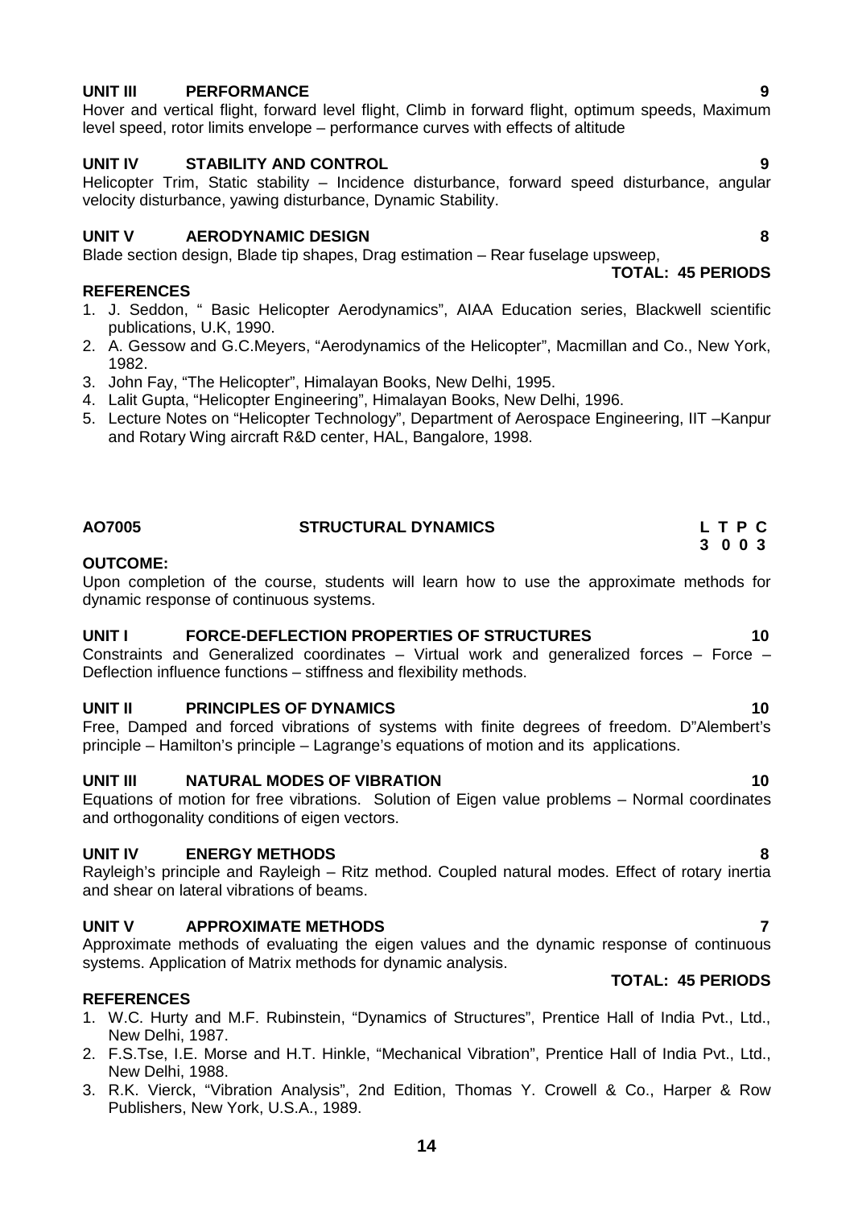**UNIT III PERFORMANCE 9**

Hover and vertical flight, forward level flight, Climb in forward flight, optimum speeds, Maximum level speed, rotor limits envelope – performance curves with effects of altitude

**UNIT IV STABILITY AND CONTROL 9**

Helicopter Trim, Static stability – Incidence disturbance, forward speed disturbance, angular velocity disturbance, yawing disturbance, Dynamic Stability.

**UNIT V AERODYNAMIC DESIGN 8**

Blade section design, Blade tip shapes, Drag estimation – Rear fuselage upsweep,

**TOTAL: 45 PERIODS**

**REFERENCES**

1. J. Seddon, " Basic Helicopter Aerodynamics", AIAA Education series, Blackwell scientific publications, U.K, 1990.
2. A. Gessow and G.C.Meyers, "Aerodynamics of the Helicopter", Macmillan and Co., New York, 1982.
3. John Fay, "The Helicopter", Himalayan Books, New Delhi, 1995.
4. Lalit Gupta, "Helicopter Engineering", Himalayan Books, New Delhi, 1996.
5. Lecture Notes on "Helicopter Technology", Department of Aerospace Engineering, IIT –Kanpur and Rotary Wing aircraft R&D center, HAL, Bangalore, 1998.

## AO7005 STRUCTURAL DYNAMICS

**L T P C**
**3 0 0 3**

**OUTCOME:**

Upon completion of the course, students will learn how to use the approximate methods for dynamic response of continuous systems.

**UNIT I FORCE-DEFLECTION PROPERTIES OF STRUCTURES 10**

Constraints and Generalized coordinates – Virtual work and generalized forces – Force – Deflection influence functions – stiffness and flexibility methods.

**UNIT II PRINCIPLES OF DYNAMICS 10**

Free, Damped and forced vibrations of systems with finite degrees of freedom. D"Alembert's principle – Hamilton's principle – Lagrange's equations of motion and its applications.

**UNIT III NATURAL MODES OF VIBRATION 10**

Equations of motion for free vibrations. Solution of Eigen value problems – Normal coordinates and orthogonality conditions of eigen vectors.

**UNIT IV ENERGY METHODS 8**

Rayleigh's principle and Rayleigh – Ritz method. Coupled natural modes. Effect of rotary inertia and shear on lateral vibrations of beams.

**UNIT V APPROXIMATE METHODS 7**

Approximate methods of evaluating the eigen values and the dynamic response of continuous systems. Application of Matrix methods for dynamic analysis.

**TOTAL: 45 PERIODS**

**REFERENCES**

1. W.C. Hurty and M.F. Rubinstein, "Dynamics of Structures", Prentice Hall of India Pvt., Ltd., New Delhi, 1987.
2. F.S.Tse, I.E. Morse and H.T. Hinkle, "Mechanical Vibration", Prentice Hall of India Pvt., Ltd., New Delhi, 1988.
3. R.K. Vierck, "Vibration Analysis", 2nd Edition, Thomas Y. Crowell & Co., Harper & Row Publishers, New York, U.S.A., 1989.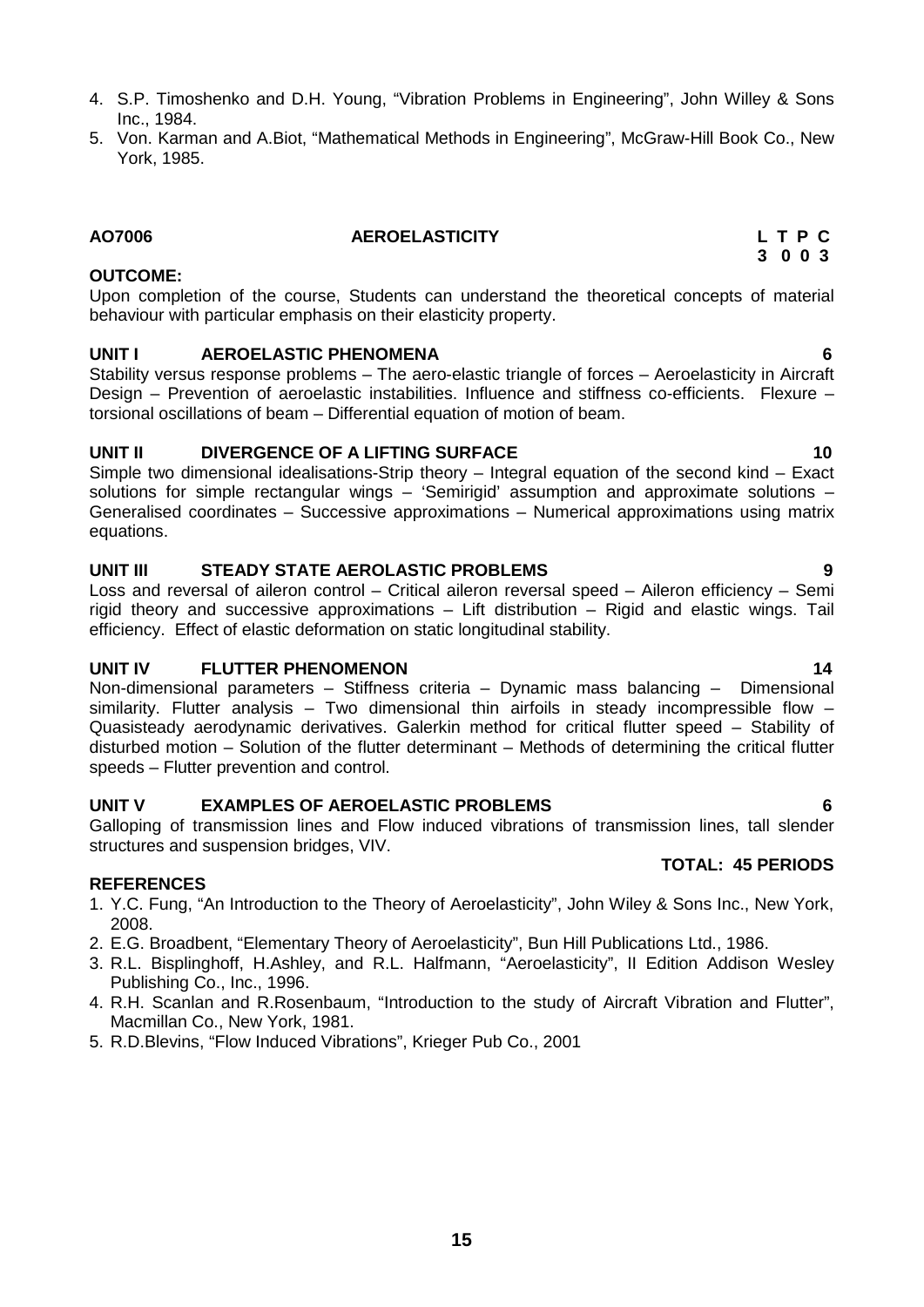4. S.P. Timoshenko and D.H. Young, "Vibration Problems in Engineering", John Willey & Sons Inc., 1984.
5. Von. Karman and A.Biot, "Mathematical Methods in Engineering", McGraw-Hill Book Co., New York, 1985.

## AO7006 AEROELASTICITY

| L | T | P | C |
|---|---|---|---|
| 3 | 0 | 0 | 3 |

**OUTCOME:**

Upon completion of the course, Students can understand the theoretical concepts of material behaviour with particular emphasis on their elasticity property.

**UNIT I AEROELASTIC PHENOMENA 6**

Stability versus response problems – The aero-elastic triangle of forces – Aeroelasticity in Aircraft Design – Prevention of aeroelastic instabilities. Influence and stiffness co-efficients. Flexure – torsional oscillations of beam – Differential equation of motion of beam.

**UNIT II DIVERGENCE OF A LIFTING SURFACE 10**

Simple two dimensional idealisations-Strip theory – Integral equation of the second kind – Exact solutions for simple rectangular wings – 'Semirigid' assumption and approximate solutions – Generalised coordinates – Successive approximations – Numerical approximations using matrix equations.

**UNIT III STEADY STATE AEROLASTIC PROBLEMS 9**

Loss and reversal of aileron control – Critical aileron reversal speed – Aileron efficiency – Semi rigid theory and successive approximations – Lift distribution – Rigid and elastic wings. Tail efficiency. Effect of elastic deformation on static longitudinal stability.

**UNIT IV FLUTTER PHENOMENON 14**

Non-dimensional parameters – Stiffness criteria – Dynamic mass balancing – Dimensional similarity. Flutter analysis – Two dimensional thin airfoils in steady incompressible flow – Quasisteady aerodynamic derivatives. Galerkin method for critical flutter speed – Stability of disturbed motion – Solution of the flutter determinant – Methods of determining the critical flutter speeds – Flutter prevention and control.

**UNIT V EXAMPLES OF AEROELASTIC PROBLEMS 6**

Galloping of transmission lines and Flow induced vibrations of transmission lines, tall slender structures and suspension bridges, VIV.

**TOTAL: 45 PERIODS**

**REFERENCES**

1. Y.C. Fung, "An Introduction to the Theory of Aeroelasticity", John Wiley & Sons Inc., New York, 2008.
2. E.G. Broadbent, "Elementary Theory of Aeroelasticity", Bun Hill Publications Ltd., 1986.
3. R.L. Bisplinghoff, H.Ashley, and R.L. Halfmann, "Aeroelasticity", II Edition Addison Wesley Publishing Co., Inc., 1996.
4. R.H. Scanlan and R.Rosenbaum, "Introduction to the study of Aircraft Vibration and Flutter", Macmillan Co., New York, 1981.
5. R.D.Blevins, "Flow Induced Vibrations", Krieger Pub Co., 2001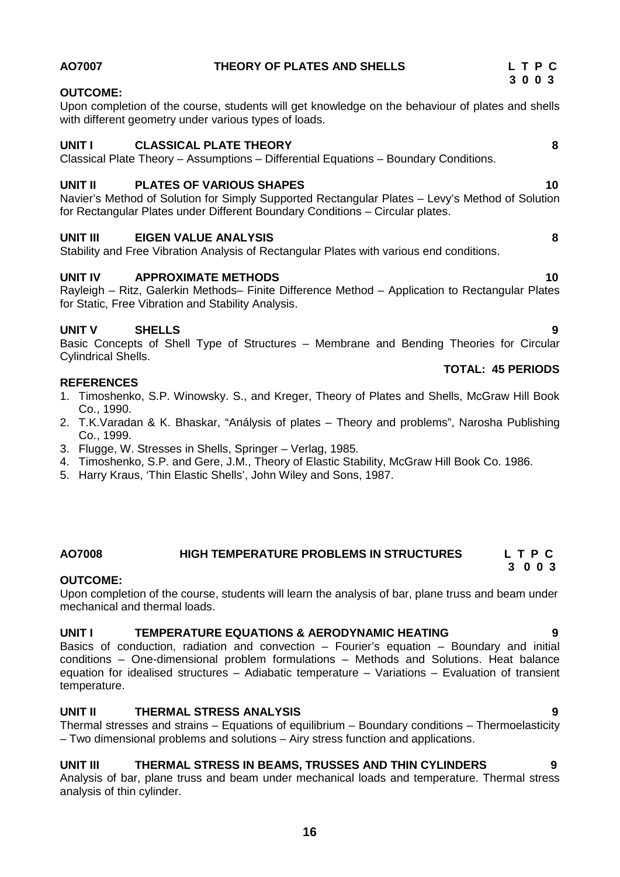## AO7007 THEORY OF PLATES AND SHELLS

| L | T | P | C |
|---|---|---|---|
| 3 | 0 | 0 | 3 |

**OUTCOME:**

Upon completion of the course, students will get knowledge on the behaviour of plates and shells with different geometry under various types of loads.

**UNIT I CLASSICAL PLATE THEORY 8**

Classical Plate Theory – Assumptions – Differential Equations – Boundary Conditions.

**UNIT II PLATES OF VARIOUS SHAPES 10**

Navier's Method of Solution for Simply Supported Rectangular Plates – Levy's Method of Solution for Rectangular Plates under Different Boundary Conditions – Circular plates.

**UNIT III EIGEN VALUE ANALYSIS 8**

Stability and Free Vibration Analysis of Rectangular Plates with various end conditions.

**UNIT IV APPROXIMATE METHODS 10**

Rayleigh – Ritz, Galerkin Methods– Finite Difference Method – Application to Rectangular Plates for Static, Free Vibration and Stability Analysis.

**UNIT V SHELLS 9**

Basic Concepts of Shell Type of Structures – Membrane and Bending Theories for Circular Cylindrical Shells.

**TOTAL: 45 PERIODS**

**REFERENCES**

1. Timoshenko, S.P. Winowsky. S., and Kreger, Theory of Plates and Shells, McGraw Hill Book Co., 1990.
2. T.K.Varadan & K. Bhaskar, "Análysis of plates – Theory and problems", Narosha Publishing Co., 1999.
3. Flugge, W. Stresses in Shells, Springer – Verlag, 1985.
4. Timoshenko, S.P. and Gere, J.M., Theory of Elastic Stability, McGraw Hill Book Co. 1986.
5. Harry Kraus, 'Thin Elastic Shells', John Wiley and Sons, 1987.

## AO7008 HIGH TEMPERATURE PROBLEMS IN STRUCTURES

| L | T | P | C |
|---|---|---|---|
| 3 | 0 | 0 | 3 |

**OUTCOME:**

Upon completion of the course, students will learn the analysis of bar, plane truss and beam under mechanical and thermal loads.

**UNIT I TEMPERATURE EQUATIONS & AERODYNAMIC HEATING 9**

Basics of conduction, radiation and convection – Fourier's equation – Boundary and initial conditions – One-dimensional problem formulations – Methods and Solutions. Heat balance equation for idealised structures – Adiabatic temperature – Variations – Evaluation of transient temperature.

**UNIT II THERMAL STRESS ANALYSIS 9**

Thermal stresses and strains – Equations of equilibrium – Boundary conditions – Thermoelasticity – Two dimensional problems and solutions – Airy stress function and applications.

**UNIT III THERMAL STRESS IN BEAMS, TRUSSES AND THIN CYLINDERS 9**

Analysis of bar, plane truss and beam under mechanical loads and temperature. Thermal stress analysis of thin cylinder.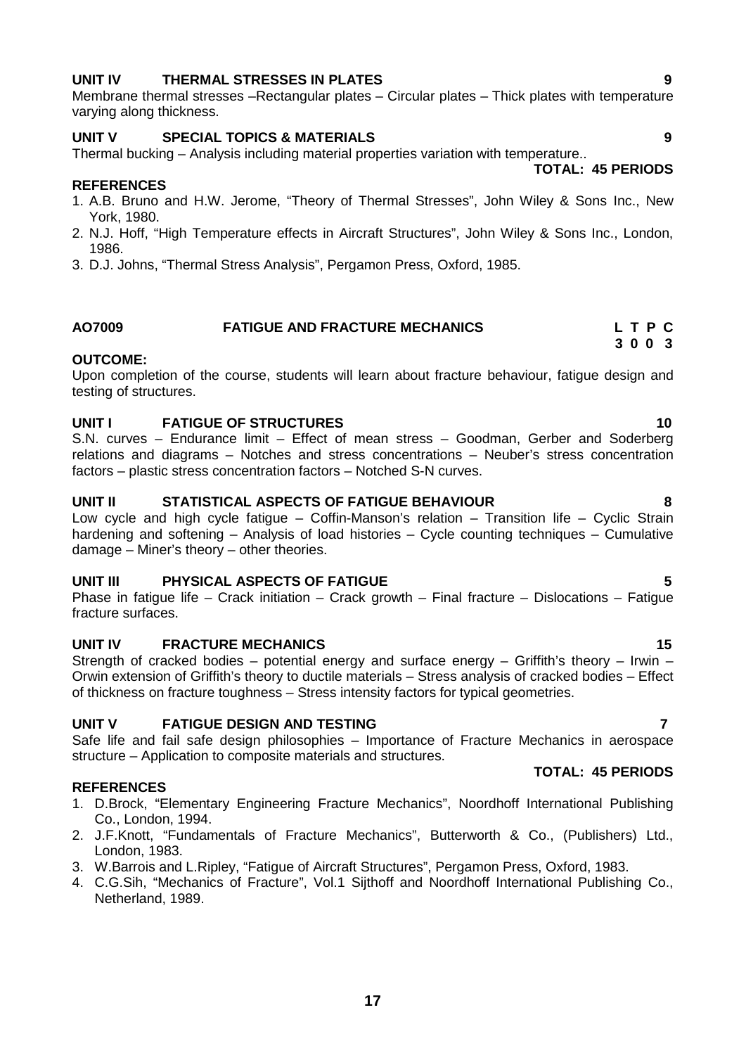### UNIT IV THERMAL STRESSES IN PLATES 9

Membrane thermal stresses –Rectangular plates – Circular plates – Thick plates with temperature varying along thickness.

### UNIT V SPECIAL TOPICS & MATERIALS 9

Thermal bucking – Analysis including material properties variation with temperature..

**TOTAL: 45 PERIODS**

**REFERENCES**

1. A.B. Bruno and H.W. Jerome, "Theory of Thermal Stresses", John Wiley & Sons Inc., New York, 1980.
2. N.J. Hoff, "High Temperature effects in Aircraft Structures", John Wiley & Sons Inc., London, 1986.
3. D.J. Johns, "Thermal Stress Analysis", Pergamon Press, Oxford, 1985.

## AO7009 FATIGUE AND FRACTURE MECHANICS

| L | T | P | C |
|---|---|---|---|
| 3 | 0 | 0 | 3 |

**OUTCOME:**

Upon completion of the course, students will learn about fracture behaviour, fatigue design and testing of structures.

### UNIT I FATIGUE OF STRUCTURES 10

S.N. curves – Endurance limit – Effect of mean stress – Goodman, Gerber and Soderberg relations and diagrams – Notches and stress concentrations – Neuber's stress concentration factors – plastic stress concentration factors – Notched S-N curves.

### UNIT II STATISTICAL ASPECTS OF FATIGUE BEHAVIOUR 8

Low cycle and high cycle fatigue – Coffin-Manson's relation – Transition life – Cyclic Strain hardening and softening – Analysis of load histories – Cycle counting techniques – Cumulative damage – Miner's theory – other theories.

### UNIT III PHYSICAL ASPECTS OF FATIGUE 5

Phase in fatigue life – Crack initiation – Crack growth – Final fracture – Dislocations – Fatigue fracture surfaces.

### UNIT IV FRACTURE MECHANICS 15

Strength of cracked bodies – potential energy and surface energy – Griffith's theory – Irwin – Orwin extension of Griffith's theory to ductile materials – Stress analysis of cracked bodies – Effect of thickness on fracture toughness – Stress intensity factors for typical geometries.

### UNIT V FATIGUE DESIGN AND TESTING 7

Safe life and fail safe design philosophies – Importance of Fracture Mechanics in aerospace structure – Application to composite materials and structures.

**TOTAL: 45 PERIODS**

**REFERENCES**

1. D.Brock, "Elementary Engineering Fracture Mechanics", Noordhoff International Publishing Co., London, 1994.
2. J.F.Knott, "Fundamentals of Fracture Mechanics", Butterworth & Co., (Publishers) Ltd., London, 1983.
3. W.Barrois and L.Ripley, "Fatigue of Aircraft Structures", Pergamon Press, Oxford, 1983.
4. C.G.Sih, "Mechanics of Fracture", Vol.1 Sijthoff and Noordhoff International Publishing Co., Netherland, 1989.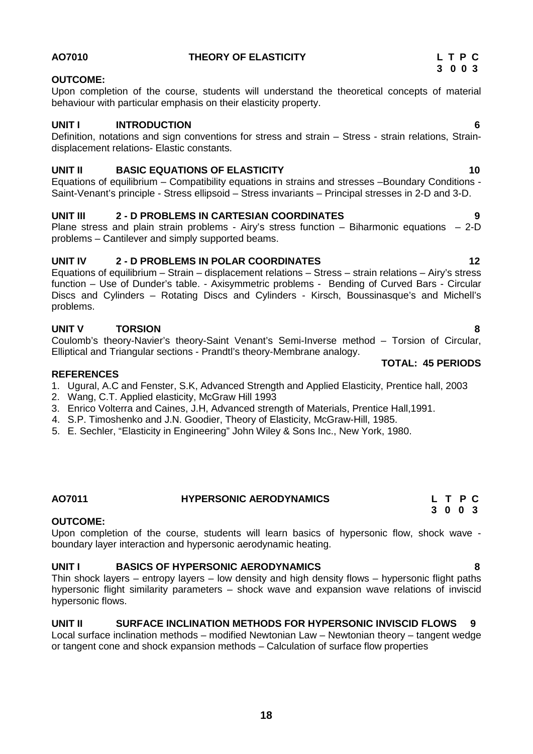## AO7010 THEORY OF ELASTICITY

| L | T | P | C |
|---|---|---|---|
| 3 | 0 | 0 | 3 |

**OUTCOME:**

Upon completion of the course, students will understand the theoretical concepts of material behaviour with particular emphasis on their elasticity property.

### UNIT I INTRODUCTION 6

Definition, notations and sign conventions for stress and strain – Stress - strain relations, Strain-displacement relations- Elastic constants.

### UNIT II BASIC EQUATIONS OF ELASTICITY 10

Equations of equilibrium – Compatibility equations in strains and stresses –Boundary Conditions - Saint-Venant's principle - Stress ellipsoid – Stress invariants – Principal stresses in 2-D and 3-D.

### UNIT III 2 - D PROBLEMS IN CARTESIAN COORDINATES 9

Plane stress and plain strain problems - Airy's stress function – Biharmonic equations – 2-D problems – Cantilever and simply supported beams.

### UNIT IV 2 - D PROBLEMS IN POLAR COORDINATES 12

Equations of equilibrium – Strain – displacement relations – Stress – strain relations – Airy's stress function – Use of Dunder's table. - Axisymmetric problems - Bending of Curved Bars - Circular Discs and Cylinders – Rotating Discs and Cylinders - Kirsch, Boussinasque's and Michell's problems.

### UNIT V TORSION 8

Coulomb's theory-Navier's theory-Saint Venant's Semi-Inverse method – Torsion of Circular, Elliptical and Triangular sections - Prandtl's theory-Membrane analogy.

**TOTAL: 45 PERIODS**

**REFERENCES**

1. Ugural, A.C and Fenster, S.K, Advanced Strength and Applied Elasticity, Prentice hall, 2003
2. Wang, C.T. Applied elasticity, McGraw Hill 1993
3. Enrico Volterra and Caines, J.H, Advanced strength of Materials, Prentice Hall,1991.
4. S.P. Timoshenko and J.N. Goodier, Theory of Elasticity, McGraw-Hill, 1985.
5. E. Sechler, "Elasticity in Engineering" John Wiley & Sons Inc., New York, 1980.

## AO7011 HYPERSONIC AERODYNAMICS

| L | T | P | C |
|---|---|---|---|
| 3 | 0 | 0 | 3 |

**OUTCOME:**

Upon completion of the course, students will learn basics of hypersonic flow, shock wave - boundary layer interaction and hypersonic aerodynamic heating.

### UNIT I BASICS OF HYPERSONIC AERODYNAMICS 8

Thin shock layers – entropy layers – low density and high density flows – hypersonic flight paths hypersonic flight similarity parameters – shock wave and expansion wave relations of inviscid hypersonic flows.

### UNIT II SURFACE INCLINATION METHODS FOR HYPERSONIC INVISCID FLOWS 9

Local surface inclination methods – modified Newtonian Law – Newtonian theory – tangent wedge or tangent cone and shock expansion methods – Calculation of surface flow properties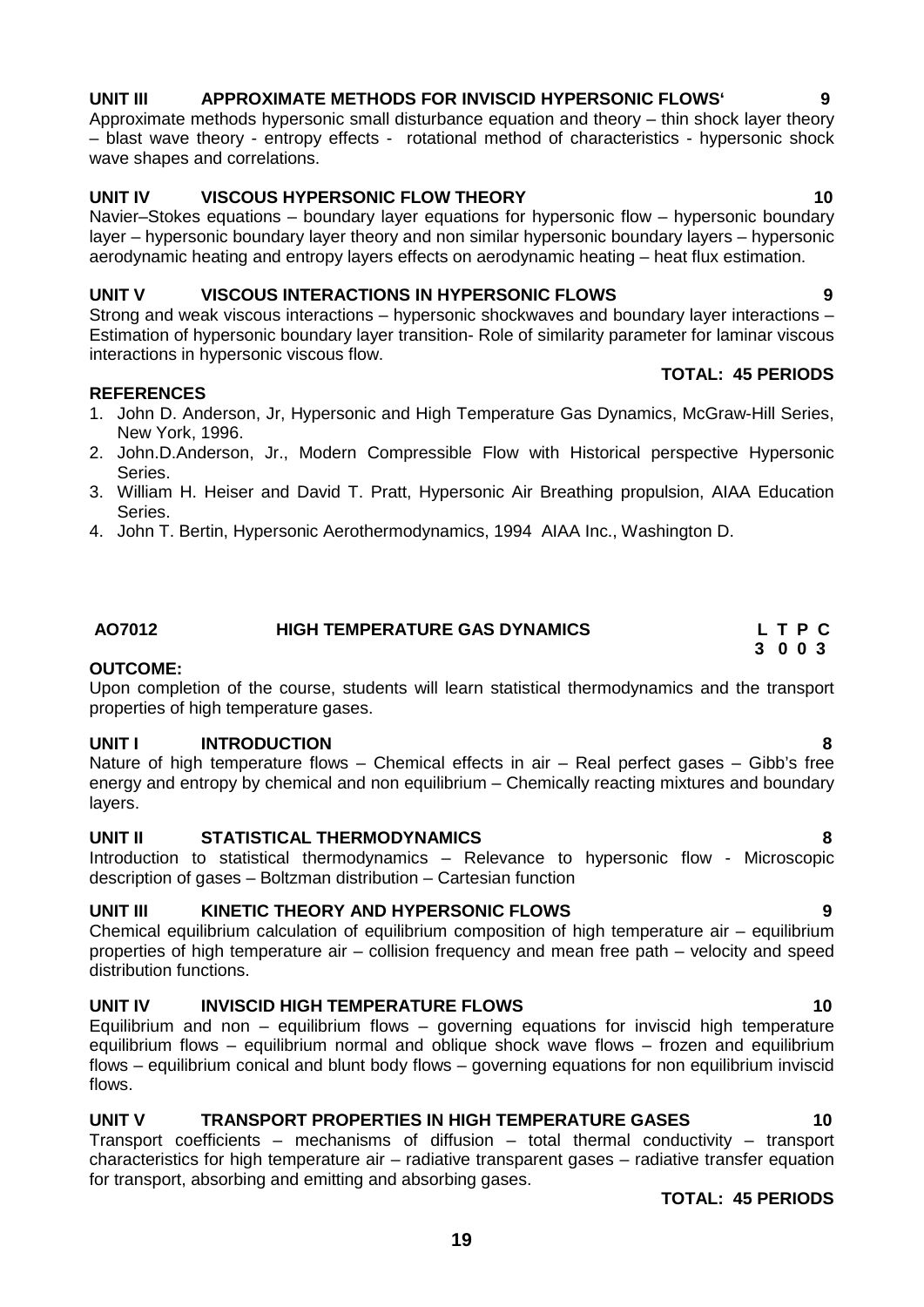**UNIT III APPROXIMATE METHODS FOR INVISCID HYPERSONIC FLOWS' 9**

Approximate methods hypersonic small disturbance equation and theory – thin shock layer theory – blast wave theory - entropy effects - rotational method of characteristics - hypersonic shock wave shapes and correlations.

**UNIT IV VISCOUS HYPERSONIC FLOW THEORY 10**

Navier–Stokes equations – boundary layer equations for hypersonic flow – hypersonic boundary layer – hypersonic boundary layer theory and non similar hypersonic boundary layers – hypersonic aerodynamic heating and entropy layers effects on aerodynamic heating – heat flux estimation.

**UNIT V VISCOUS INTERACTIONS IN HYPERSONIC FLOWS 9**

Strong and weak viscous interactions – hypersonic shockwaves and boundary layer interactions – Estimation of hypersonic boundary layer transition- Role of similarity parameter for laminar viscous interactions in hypersonic viscous flow.

**TOTAL: 45 PERIODS**

**REFERENCES**

1. John D. Anderson, Jr, Hypersonic and High Temperature Gas Dynamics, McGraw-Hill Series, New York, 1996.
2. John.D.Anderson, Jr., Modern Compressible Flow with Historical perspective Hypersonic Series.
3. William H. Heiser and David T. Pratt, Hypersonic Air Breathing propulsion, AIAA Education Series.
4. John T. Bertin, Hypersonic Aerothermodynamics, 1994 AIAA Inc., Washington D.

## AO7012 HIGH TEMPERATURE GAS DYNAMICS

| L | T | P | C |
|---|---|---|---|
| 3 | 0 | 0 | 3 |

**OUTCOME:**

Upon completion of the course, students will learn statistical thermodynamics and the transport properties of high temperature gases.

**UNIT I INTRODUCTION 8**

Nature of high temperature flows – Chemical effects in air – Real perfect gases – Gibb's free energy and entropy by chemical and non equilibrium – Chemically reacting mixtures and boundary layers.

**UNIT II STATISTICAL THERMODYNAMICS 8**

Introduction to statistical thermodynamics – Relevance to hypersonic flow - Microscopic description of gases – Boltzman distribution – Cartesian function

**UNIT III KINETIC THEORY AND HYPERSONIC FLOWS 9**

Chemical equilibrium calculation of equilibrium composition of high temperature air – equilibrium properties of high temperature air – collision frequency and mean free path – velocity and speed distribution functions.

**UNIT IV INVISCID HIGH TEMPERATURE FLOWS 10**

Equilibrium and non – equilibrium flows – governing equations for inviscid high temperature equilibrium flows – equilibrium normal and oblique shock wave flows – frozen and equilibrium flows – equilibrium conical and blunt body flows – governing equations for non equilibrium inviscid flows.

**UNIT V TRANSPORT PROPERTIES IN HIGH TEMPERATURE GASES 10**

Transport coefficients – mechanisms of diffusion – total thermal conductivity – transport characteristics for high temperature air – radiative transparent gases – radiative transfer equation for transport, absorbing and emitting and absorbing gases.

**TOTAL: 45 PERIODS**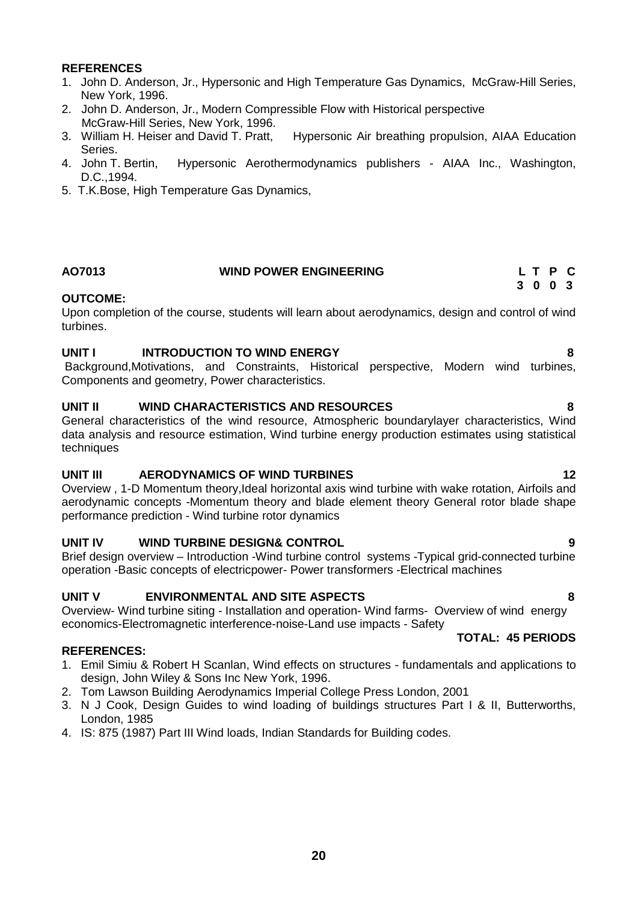**REFERENCES**

1. John D. Anderson, Jr., Hypersonic and High Temperature Gas Dynamics, McGraw-Hill Series, New York, 1996.
2. John D. Anderson, Jr., Modern Compressible Flow with Historical perspective McGraw-Hill Series, New York, 1996.
3. William H. Heiser and David T. Pratt, Hypersonic Air breathing propulsion, AIAA Education Series.
4. John T. Bertin, Hypersonic Aerothermodynamics publishers - AIAA Inc., Washington, D.C.,1994.
5. T.K.Bose, High Temperature Gas Dynamics,

## AO7013 WIND POWER ENGINEERING

| L | T | P | C |
|---|---|---|---|
| 3 | 0 | 0 | 3 |

**OUTCOME:**

Upon completion of the course, students will learn about aerodynamics, design and control of wind turbines.

### UNIT I INTRODUCTION TO WIND ENERGY — 8

Background,Motivations, and Constraints, Historical perspective, Modern wind turbines, Components and geometry, Power characteristics.

### UNIT II WIND CHARACTERISTICS AND RESOURCES — 8

General characteristics of the wind resource, Atmospheric boundarylayer characteristics, Wind data analysis and resource estimation, Wind turbine energy production estimates using statistical techniques

### UNIT III AERODYNAMICS OF WIND TURBINES — 12

Overview , 1-D Momentum theory,Ideal horizontal axis wind turbine with wake rotation, Airfoils and aerodynamic concepts -Momentum theory and blade element theory General rotor blade shape performance prediction - Wind turbine rotor dynamics

### UNIT IV WIND TURBINE DESIGN& CONTROL — 9

Brief design overview – Introduction -Wind turbine control systems -Typical grid-connected turbine operation -Basic concepts of electricpower- Power transformers -Electrical machines

### UNIT V ENVIRONMENTAL AND SITE ASPECTS — 8

Overview- Wind turbine siting - Installation and operation- Wind farms- Overview of wind energy economics-Electromagnetic interference-noise-Land use impacts - Safety

**TOTAL: 45 PERIODS**

**REFERENCES:**

1. Emil Simiu & Robert H Scanlan, Wind effects on structures - fundamentals and applications to design, John Wiley & Sons Inc New York, 1996.
2. Tom Lawson Building Aerodynamics Imperial College Press London, 2001
3. N J Cook, Design Guides to wind loading of buildings structures Part I & II, Butterworths, London, 1985
4. IS: 875 (1987) Part III Wind loads, Indian Standards for Building codes.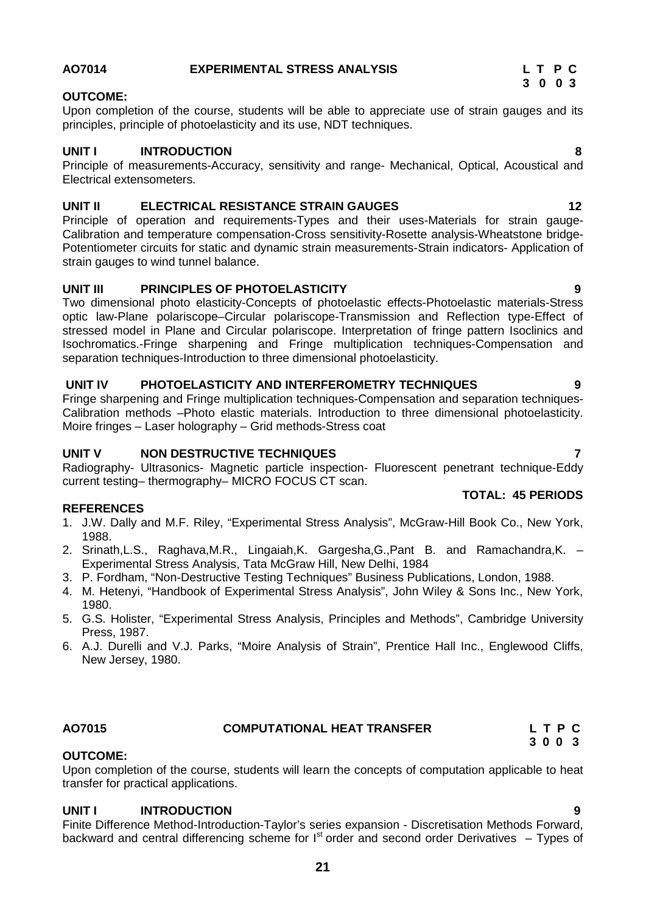## AO7014 EXPERIMENTAL STRESS ANALYSIS

**L T P C**
**3 0 0 3**

**OUTCOME:**

Upon completion of the course, students will be able to appreciate use of strain gauges and its principles, principle of photoelasticity and its use, NDT techniques.

**UNIT I INTRODUCTION 8**

Principle of measurements-Accuracy, sensitivity and range- Mechanical, Optical, Acoustical and Electrical extensometers.

**UNIT II ELECTRICAL RESISTANCE STRAIN GAUGES 12**

Principle of operation and requirements-Types and their uses-Materials for strain gauge-Calibration and temperature compensation-Cross sensitivity-Rosette analysis-Wheatstone bridge-Potentiometer circuits for static and dynamic strain measurements-Strain indicators- Application of strain gauges to wind tunnel balance.

**UNIT III PRINCIPLES OF PHOTOELASTICITY 9**

Two dimensional photo elasticity-Concepts of photoelastic effects-Photoelastic materials-Stress optic law-Plane polariscope–Circular polariscope-Transmission and Reflection type-Effect of stressed model in Plane and Circular polariscope. Interpretation of fringe pattern Isoclinics and Isochromatics.-Fringe sharpening and Fringe multiplication techniques-Compensation and separation techniques-Introduction to three dimensional photoelasticity.

**UNIT IV PHOTOELASTICITY AND INTERFEROMETRY TECHNIQUES 9**

Fringe sharpening and Fringe multiplication techniques-Compensation and separation techniques-Calibration methods –Photo elastic materials. Introduction to three dimensional photoelasticity. Moire fringes – Laser holography – Grid methods-Stress coat

**UNIT V NON DESTRUCTIVE TECHNIQUES 7**

Radiography- Ultrasonics- Magnetic particle inspection- Fluorescent penetrant technique-Eddy current testing– thermography– MICRO FOCUS CT scan.

**TOTAL: 45 PERIODS**

**REFERENCES**

1. J.W. Dally and M.F. Riley, "Experimental Stress Analysis", McGraw-Hill Book Co., New York, 1988.
2. Srinath,L.S., Raghava,M.R., Lingaiah,K. Gargesha,G.,Pant B. and Ramachandra,K. – Experimental Stress Analysis, Tata McGraw Hill, New Delhi, 1984
3. P. Fordham, "Non-Destructive Testing Techniques" Business Publications, London, 1988.
4. M. Hetenyi, "Handbook of Experimental Stress Analysis", John Wiley & Sons Inc., New York, 1980.
5. G.S. Holister, "Experimental Stress Analysis, Principles and Methods", Cambridge University Press, 1987.
6. A.J. Durelli and V.J. Parks, "Moire Analysis of Strain", Prentice Hall Inc., Englewood Cliffs, New Jersey, 1980.

## AO7015 COMPUTATIONAL HEAT TRANSFER

**L T P C**
**3 0 0 3**

**OUTCOME:**

Upon completion of the course, students will learn the concepts of computation applicable to heat transfer for practical applications.

**UNIT I INTRODUCTION 9**

Finite Difference Method-Introduction-Taylor's series expansion - Discretisation Methods Forward, backward and central differencing scheme for I[st] order and second order Derivatives – Types of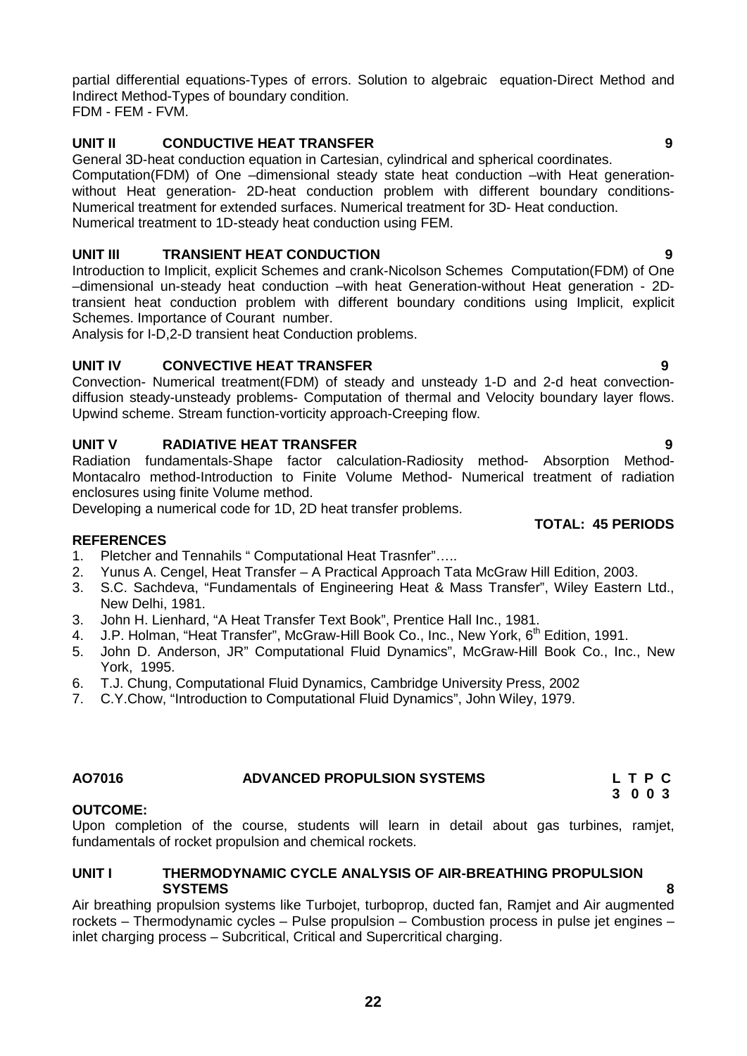partial differential equations-Types of errors. Solution to algebraic equation-Direct Method and Indirect Method-Types of boundary condition.
FDM - FEM - FVM.

### UNIT II CONDUCTIVE HEAT TRANSFER 9

General 3D-heat conduction equation in Cartesian, cylindrical and spherical coordinates.
Computation(FDM) of One –dimensional steady state heat conduction –with Heat generation-without Heat generation- 2D-heat conduction problem with different boundary conditions-Numerical treatment for extended surfaces. Numerical treatment for 3D- Heat conduction.
Numerical treatment to 1D-steady heat conduction using FEM.

### UNIT III TRANSIENT HEAT CONDUCTION 9

Introduction to Implicit, explicit Schemes and crank-Nicolson Schemes Computation(FDM) of One –dimensional un-steady heat conduction –with heat Generation-without Heat generation - 2D-transient heat conduction problem with different boundary conditions using Implicit, explicit Schemes. Importance of Courant number.
Analysis for I-D,2-D transient heat Conduction problems.

### UNIT IV CONVECTIVE HEAT TRANSFER 9

Convection- Numerical treatment(FDM) of steady and unsteady 1-D and 2-d heat convection-diffusion steady-unsteady problems- Computation of thermal and Velocity boundary layer flows. Upwind scheme. Stream function-vorticity approach-Creeping flow.

### UNIT V RADIATIVE HEAT TRANSFER 9

Radiation fundamentals-Shape factor calculation-Radiosity method- Absorption Method-Montacalro method-Introduction to Finite Volume Method- Numerical treatment of radiation enclosures using finite Volume method.
Developing a numerical code for 1D, 2D heat transfer problems.

**TOTAL: 45 PERIODS**

### REFERENCES

1. Pletcher and Tennahils " Computational Heat Trasnfer"…..
2. Yunus A. Cengel, Heat Transfer – A Practical Approach Tata McGraw Hill Edition, 2003.
3. S.C. Sachdeva, "Fundamentals of Engineering Heat & Mass Transfer", Wiley Eastern Ltd., New Delhi, 1981.
3. John H. Lienhard, "A Heat Transfer Text Book", Prentice Hall Inc., 1981.
4. J.P. Holman, "Heat Transfer", McGraw-Hill Book Co., Inc., New York, 6th Edition, 1991.
5. John D. Anderson, JR" Computational Fluid Dynamics", McGraw-Hill Book Co., Inc., New York, 1995.
6. T.J. Chung, Computational Fluid Dynamics, Cambridge University Press, 2002
7. C.Y.Chow, "Introduction to Computational Fluid Dynamics", John Wiley, 1979.

## AO7016 ADVANCED PROPULSION SYSTEMS

| L | T | P | C |
|---|---|---|---|
| 3 | 0 | 0 | 3 |

### OUTCOME:

Upon completion of the course, students will learn in detail about gas turbines, ramjet, fundamentals of rocket propulsion and chemical rockets.

### UNIT I THERMODYNAMIC CYCLE ANALYSIS OF AIR-BREATHING PROPULSION SYSTEMS 8

Air breathing propulsion systems like Turbojet, turboprop, ducted fan, Ramjet and Air augmented rockets – Thermodynamic cycles – Pulse propulsion – Combustion process in pulse jet engines – inlet charging process – Subcritical, Critical and Supercritical charging.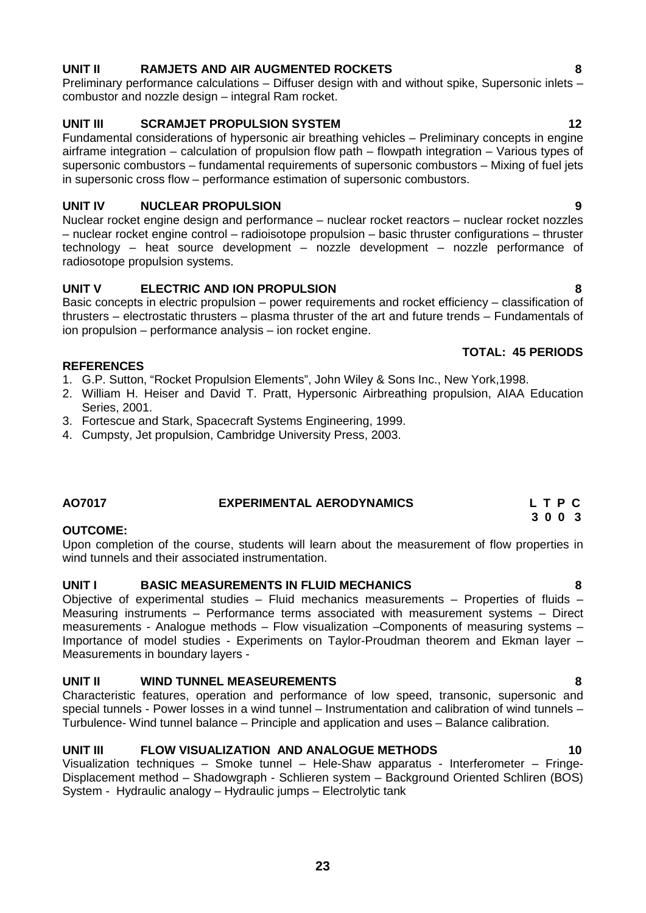**UNIT II RAMJETS AND AIR AUGMENTED ROCKETS 8**

Preliminary performance calculations – Diffuser design with and without spike, Supersonic inlets – combustor and nozzle design – integral Ram rocket.

**UNIT III SCRAMJET PROPULSION SYSTEM 12**

Fundamental considerations of hypersonic air breathing vehicles – Preliminary concepts in engine airframe integration – calculation of propulsion flow path – flowpath integration – Various types of supersonic combustors – fundamental requirements of supersonic combustors – Mixing of fuel jets in supersonic cross flow – performance estimation of supersonic combustors.

**UNIT IV NUCLEAR PROPULSION 9**

Nuclear rocket engine design and performance – nuclear rocket reactors – nuclear rocket nozzles – nuclear rocket engine control – radioisotope propulsion – basic thruster configurations – thruster technology – heat source development – nozzle development – nozzle performance of radiosotope propulsion systems.

**UNIT V ELECTRIC AND ION PROPULSION 8**

Basic concepts in electric propulsion – power requirements and rocket efficiency – classification of thrusters – electrostatic thrusters – plasma thruster of the art and future trends – Fundamentals of ion propulsion – performance analysis – ion rocket engine.

**TOTAL: 45 PERIODS**

**REFERENCES**

1. G.P. Sutton, "Rocket Propulsion Elements", John Wiley & Sons Inc., New York,1998.
2. William H. Heiser and David T. Pratt, Hypersonic Airbreathing propulsion, AIAA Education Series, 2001.
3. Fortescue and Stark, Spacecraft Systems Engineering, 1999.
4. Cumpsty, Jet propulsion, Cambridge University Press, 2003.

## AO7017 EXPERIMENTAL AERODYNAMICS

| L | T | P | C |
|---|---|---|---|
| 3 | 0 | 0 | 3 |

**OUTCOME:**

Upon completion of the course, students will learn about the measurement of flow properties in wind tunnels and their associated instrumentation.

**UNIT I BASIC MEASUREMENTS IN FLUID MECHANICS 8**

Objective of experimental studies – Fluid mechanics measurements – Properties of fluids – Measuring instruments – Performance terms associated with measurement systems – Direct measurements - Analogue methods – Flow visualization –Components of measuring systems – Importance of model studies - Experiments on Taylor-Proudman theorem and Ekman layer – Measurements in boundary layers -

**UNIT II WIND TUNNEL MEASEUREMENTS 8**

Characteristic features, operation and performance of low speed, transonic, supersonic and special tunnels - Power losses in a wind tunnel – Instrumentation and calibration of wind tunnels – Turbulence- Wind tunnel balance – Principle and application and uses – Balance calibration.

**UNIT III FLOW VISUALIZATION AND ANALOGUE METHODS 10**

Visualization techniques – Smoke tunnel – Hele-Shaw apparatus - Interferometer – Fringe-Displacement method – Shadowgraph - Schlieren system – Background Oriented Schliren (BOS) System - Hydraulic analogy – Hydraulic jumps – Electrolytic tank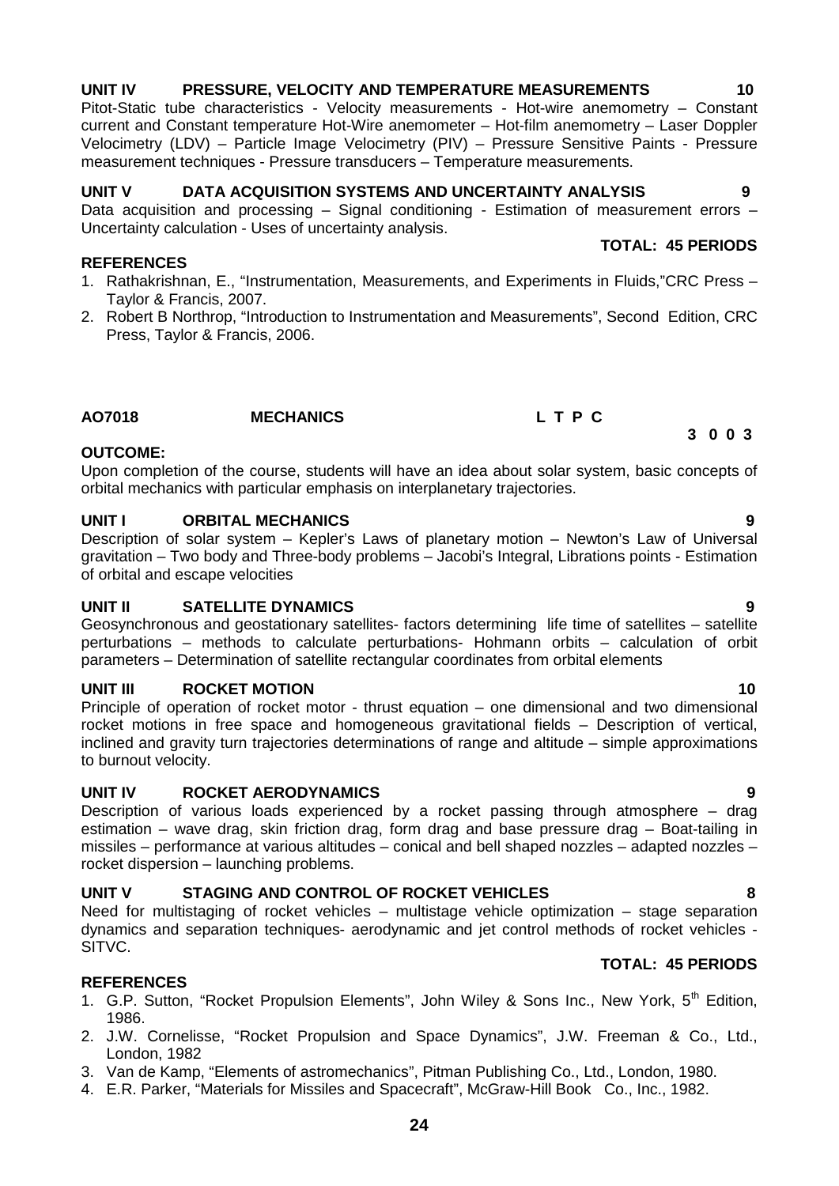**UNIT IV PRESSURE, VELOCITY AND TEMPERATURE MEASUREMENTS 10**

Pitot-Static tube characteristics - Velocity measurements - Hot-wire anemometry – Constant current and Constant temperature Hot-Wire anemometer – Hot-film anemometry – Laser Doppler Velocimetry (LDV) – Particle Image Velocimetry (PIV) – Pressure Sensitive Paints - Pressure measurement techniques - Pressure transducers – Temperature measurements.

**UNIT V DATA ACQUISITION SYSTEMS AND UNCERTAINTY ANALYSIS 9**

Data acquisition and processing – Signal conditioning - Estimation of measurement errors – Uncertainty calculation - Uses of uncertainty analysis.

**TOTAL: 45 PERIODS**

**REFERENCES**

1. Rathakrishnan, E., "Instrumentation, Measurements, and Experiments in Fluids,"CRC Press – Taylor & Francis, 2007.
2. Robert B Northrop, "Introduction to Instrumentation and Measurements", Second Edition, CRC Press, Taylor & Francis, 2006.

## AO7018 MECHANICS

**L T P C**
**3 0 0 3**

**OUTCOME:**

Upon completion of the course, students will have an idea about solar system, basic concepts of orbital mechanics with particular emphasis on interplanetary trajectories.

**UNIT I ORBITAL MECHANICS 9**

Description of solar system – Kepler's Laws of planetary motion – Newton's Law of Universal gravitation – Two body and Three-body problems – Jacobi's Integral, Librations points - Estimation of orbital and escape velocities

**UNIT II SATELLITE DYNAMICS 9**

Geosynchronous and geostationary satellites- factors determining life time of satellites – satellite perturbations – methods to calculate perturbations- Hohmann orbits – calculation of orbit parameters – Determination of satellite rectangular coordinates from orbital elements

**UNIT III ROCKET MOTION 10**

Principle of operation of rocket motor - thrust equation – one dimensional and two dimensional rocket motions in free space and homogeneous gravitational fields – Description of vertical, inclined and gravity turn trajectories determinations of range and altitude – simple approximations to burnout velocity.

**UNIT IV ROCKET AERODYNAMICS 9**

Description of various loads experienced by a rocket passing through atmosphere – drag estimation – wave drag, skin friction drag, form drag and base pressure drag – Boat-tailing in missiles – performance at various altitudes – conical and bell shaped nozzles – adapted nozzles – rocket dispersion – launching problems.

**UNIT V STAGING AND CONTROL OF ROCKET VEHICLES 8**

Need for multistaging of rocket vehicles – multistage vehicle optimization – stage separation dynamics and separation techniques- aerodynamic and jet control methods of rocket vehicles - SITVC.

**TOTAL: 45 PERIODS**

**REFERENCES**

1. G.P. Sutton, "Rocket Propulsion Elements", John Wiley & Sons Inc., New York, 5th Edition, 1986.
2. J.W. Cornelisse, "Rocket Propulsion and Space Dynamics", J.W. Freeman & Co., Ltd., London, 1982
3. Van de Kamp, "Elements of astromechanics", Pitman Publishing Co., Ltd., London, 1980.
4. E.R. Parker, "Materials for Missiles and Spacecraft", McGraw-Hill Book Co., Inc., 1982.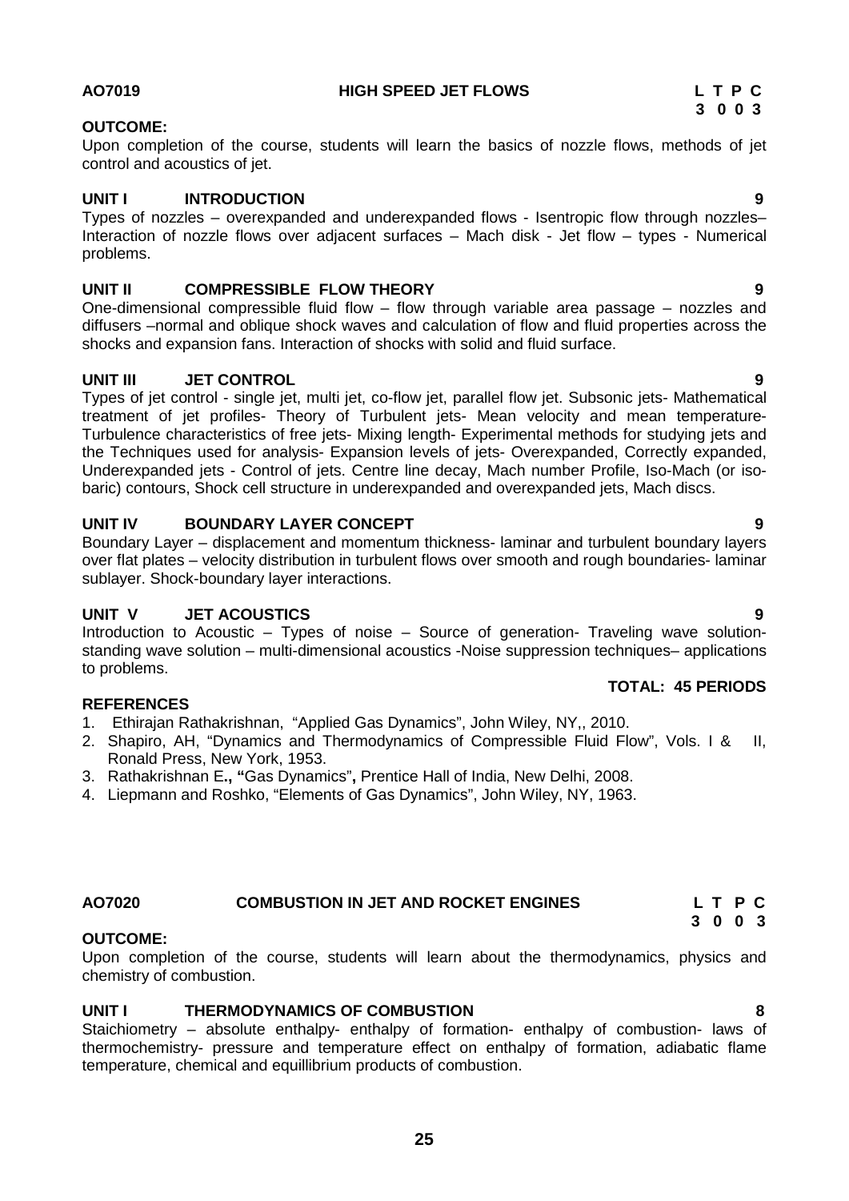## AO7019 HIGH SPEED JET FLOWS

| L | T | P | C |
|---|---|---|---|
| 3 | 0 | 0 | 3 |

**OUTCOME:**

Upon completion of the course, students will learn the basics of nozzle flows, methods of jet control and acoustics of jet.

**UNIT I INTRODUCTION 9**

Types of nozzles – overexpanded and underexpanded flows - Isentropic flow through nozzles– Interaction of nozzle flows over adjacent surfaces – Mach disk - Jet flow – types - Numerical problems.

**UNIT II COMPRESSIBLE FLOW THEORY 9**

One-dimensional compressible fluid flow – flow through variable area passage – nozzles and diffusers –normal and oblique shock waves and calculation of flow and fluid properties across the shocks and expansion fans. Interaction of shocks with solid and fluid surface.

**UNIT III JET CONTROL 9**

Types of jet control - single jet, multi jet, co-flow jet, parallel flow jet. Subsonic jets- Mathematical treatment of jet profiles- Theory of Turbulent jets- Mean velocity and mean temperature-Turbulence characteristics of free jets- Mixing length- Experimental methods for studying jets and the Techniques used for analysis- Expansion levels of jets- Overexpanded, Correctly expanded, Underexpanded jets - Control of jets. Centre line decay, Mach number Profile, Iso-Mach (or iso-baric) contours, Shock cell structure in underexpanded and overexpanded jets, Mach discs.

**UNIT IV BOUNDARY LAYER CONCEPT 9**

Boundary Layer – displacement and momentum thickness- laminar and turbulent boundary layers over flat plates – velocity distribution in turbulent flows over smooth and rough boundaries- laminar sublayer. Shock-boundary layer interactions.

**UNIT V JET ACOUSTICS 9**

Introduction to Acoustic – Types of noise – Source of generation- Traveling wave solution-standing wave solution – multi-dimensional acoustics -Noise suppression techniques– applications to problems.

**TOTAL: 45 PERIODS**

**REFERENCES**

1. Ethirajan Rathakrishnan, "Applied Gas Dynamics", John Wiley, NY,, 2010.
2. Shapiro, AH, "Dynamics and Thermodynamics of Compressible Fluid Flow", Vols. I & II, Ronald Press, New York, 1953.
3. Rathakrishnan E**., "**Gas Dynamics"**,** Prentice Hall of India, New Delhi, 2008.
4. Liepmann and Roshko, "Elements of Gas Dynamics", John Wiley, NY, 1963.

## AO7020 COMBUSTION IN JET AND ROCKET ENGINES

| L | T | P | C |
|---|---|---|---|
| 3 | 0 | 0 | 3 |

**OUTCOME:**

Upon completion of the course, students will learn about the thermodynamics, physics and chemistry of combustion.

**UNIT I THERMODYNAMICS OF COMBUSTION 8**

Staichiometry – absolute enthalpy- enthalpy of formation- enthalpy of combustion- laws of thermochemistry- pressure and temperature effect on enthalpy of formation, adiabatic flame temperature, chemical and equillibrium products of combustion.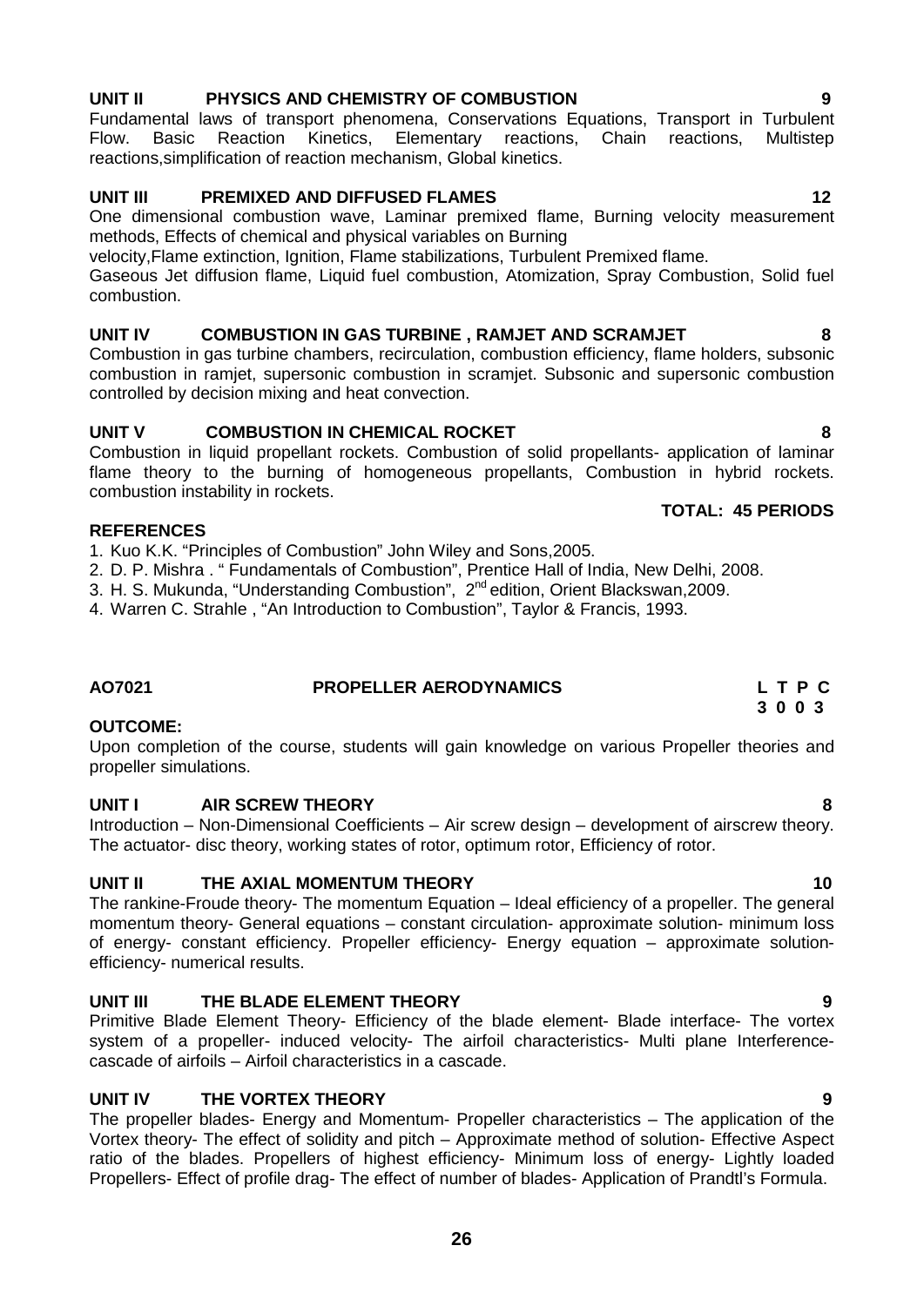**UNIT II PHYSICS AND CHEMISTRY OF COMBUSTION 9**

Fundamental laws of transport phenomena, Conservations Equations, Transport in Turbulent Flow. Basic Reaction Kinetics, Elementary reactions, Chain reactions, Multistep reactions,simplification of reaction mechanism, Global kinetics.

**UNIT III PREMIXED AND DIFFUSED FLAMES 12**

One dimensional combustion wave, Laminar premixed flame, Burning velocity measurement methods, Effects of chemical and physical variables on Burning velocity,Flame extinction, Ignition, Flame stabilizations, Turbulent Premixed flame.

Gaseous Jet diffusion flame, Liquid fuel combustion, Atomization, Spray Combustion, Solid fuel combustion.

**UNIT IV COMBUSTION IN GAS TURBINE , RAMJET AND SCRAMJET 8**

Combustion in gas turbine chambers, recirculation, combustion efficiency, flame holders, subsonic combustion in ramjet, supersonic combustion in scramjet. Subsonic and supersonic combustion controlled by decision mixing and heat convection.

**UNIT V COMBUSTION IN CHEMICAL ROCKET 8**

Combustion in liquid propellant rockets. Combustion of solid propellants- application of laminar flame theory to the burning of homogeneous propellants, Combustion in hybrid rockets. combustion instability in rockets.

**TOTAL: 45 PERIODS**

**REFERENCES**

1. Kuo K.K. "Principles of Combustion" John Wiley and Sons,2005.
2. D. P. Mishra . " Fundamentals of Combustion", Prentice Hall of India, New Delhi, 2008.
3. H. S. Mukunda, "Understanding Combustion", 2nd edition, Orient Blackswan,2009.
4. Warren C. Strahle , "An Introduction to Combustion", Taylor & Francis, 1993.

## AO7021 PROPELLER AERODYNAMICS

| L | T | P | C |
|---|---|---|---|
| 3 | 0 | 0 | 3 |

**OUTCOME:**

Upon completion of the course, students will gain knowledge on various Propeller theories and propeller simulations.

**UNIT I AIR SCREW THEORY 8**

Introduction – Non-Dimensional Coefficients – Air screw design – development of airscrew theory. The actuator- disc theory, working states of rotor, optimum rotor, Efficiency of rotor.

**UNIT II THE AXIAL MOMENTUM THEORY 10**

The rankine-Froude theory- The momentum Equation – Ideal efficiency of a propeller. The general momentum theory- General equations – constant circulation- approximate solution- minimum loss of energy- constant efficiency. Propeller efficiency- Energy equation – approximate solution- efficiency- numerical results.

**UNIT III THE BLADE ELEMENT THEORY 9**

Primitive Blade Element Theory- Efficiency of the blade element- Blade interface- The vortex system of a propeller- induced velocity- The airfoil characteristics- Multi plane Interference- cascade of airfoils – Airfoil characteristics in a cascade.

**UNIT IV THE VORTEX THEORY 9**

The propeller blades- Energy and Momentum- Propeller characteristics – The application of the Vortex theory- The effect of solidity and pitch – Approximate method of solution- Effective Aspect ratio of the blades. Propellers of highest efficiency- Minimum loss of energy- Lightly loaded Propellers- Effect of profile drag- The effect of number of blades- Application of Prandtl's Formula.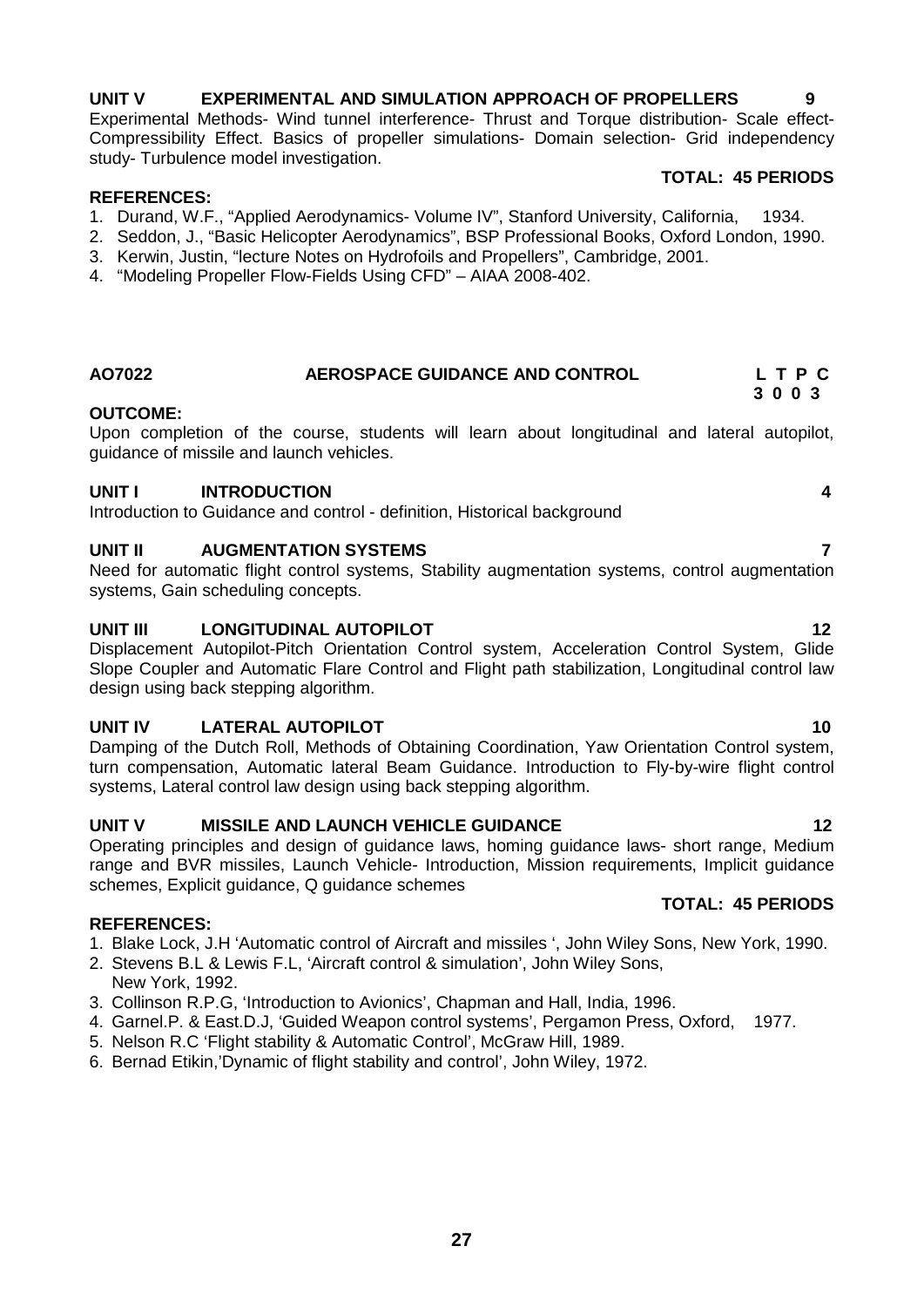**UNIT V EXPERIMENTAL AND SIMULATION APPROACH OF PROPELLERS 9**

Experimental Methods- Wind tunnel interference- Thrust and Torque distribution- Scale effect- Compressibility Effect. Basics of propeller simulations- Domain selection- Grid independency study- Turbulence model investigation.

**TOTAL: 45 PERIODS**

**REFERENCES:**

1. Durand, W.F., "Applied Aerodynamics- Volume IV", Stanford University, California, 1934.
2. Seddon, J., "Basic Helicopter Aerodynamics", BSP Professional Books, Oxford London, 1990.
3. Kerwin, Justin, "lecture Notes on Hydrofoils and Propellers", Cambridge, 2001.
4. "Modeling Propeller Flow-Fields Using CFD" – AIAA 2008-402.

## AO7022 AEROSPACE GUIDANCE AND CONTROL

**L T P C**
**3 0 0 3**

**OUTCOME:**

Upon completion of the course, students will learn about longitudinal and lateral autopilot, guidance of missile and launch vehicles.

**UNIT I INTRODUCTION 4**

Introduction to Guidance and control - definition, Historical background

**UNIT II AUGMENTATION SYSTEMS 7**

Need for automatic flight control systems, Stability augmentation systems, control augmentation systems, Gain scheduling concepts.

**UNIT III LONGITUDINAL AUTOPILOT 12**

Displacement Autopilot-Pitch Orientation Control system, Acceleration Control System, Glide Slope Coupler and Automatic Flare Control and Flight path stabilization, Longitudinal control law design using back stepping algorithm.

**UNIT IV LATERAL AUTOPILOT 10**

Damping of the Dutch Roll, Methods of Obtaining Coordination, Yaw Orientation Control system, turn compensation, Automatic lateral Beam Guidance. Introduction to Fly-by-wire flight control systems, Lateral control law design using back stepping algorithm.

**UNIT V MISSILE AND LAUNCH VEHICLE GUIDANCE 12**

Operating principles and design of guidance laws, homing guidance laws- short range, Medium range and BVR missiles, Launch Vehicle- Introduction, Mission requirements, Implicit guidance schemes, Explicit guidance, Q guidance schemes

**TOTAL: 45 PERIODS**

**REFERENCES:**

1. Blake Lock, J.H 'Automatic control of Aircraft and missiles ', John Wiley Sons, New York, 1990.
2. Stevens B.L & Lewis F.L, 'Aircraft control & simulation', John Wiley Sons, New York, 1992.
3. Collinson R.P.G, 'Introduction to Avionics', Chapman and Hall, India, 1996.
4. Garnel.P. & East.D.J, 'Guided Weapon control systems', Pergamon Press, Oxford, 1977.
5. Nelson R.C 'Flight stability & Automatic Control', McGraw Hill, 1989.
6. Bernad Etikin,'Dynamic of flight stability and control', John Wiley, 1972.